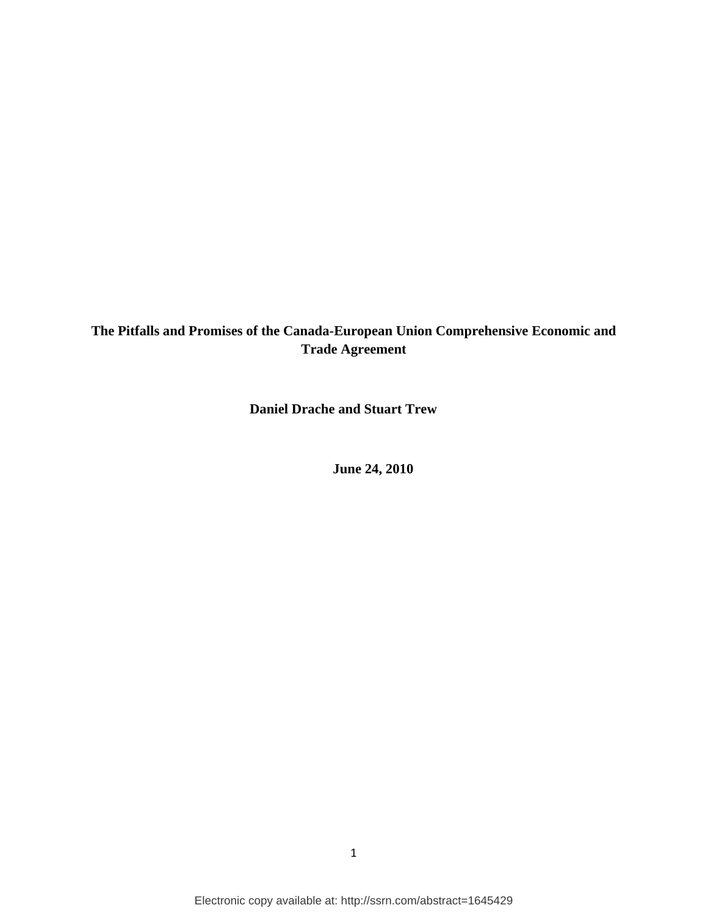# The Pitfalls and Promises of the Canada-European Union Comprehensive Economic and Trade Agreement

**Daniel Drache and Stuart Trew**

**June 24, 2010**

Electronic copy available at: http://ssrn.com/abstract=1645429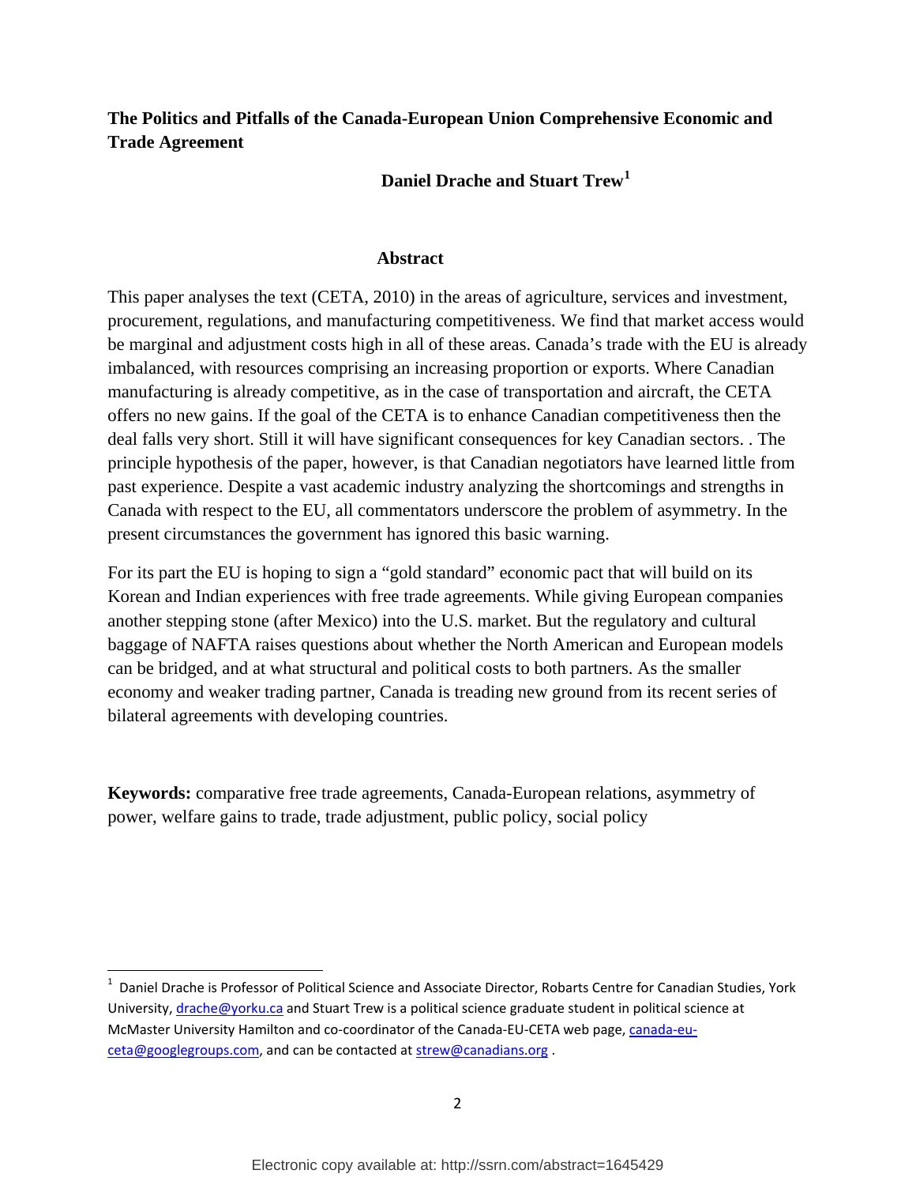**The Politics and Pitfalls of the Canada-European Union Comprehensive Economic and Trade Agreement**

**Daniel Drache and Stuart Trew**[1]

## Abstract

This paper analyses the text (CETA, 2010) in the areas of agriculture, services and investment, procurement, regulations, and manufacturing competitiveness. We find that market access would be marginal and adjustment costs high in all of these areas. Canada's trade with the EU is already imbalanced, with resources comprising an increasing proportion or exports. Where Canadian manufacturing is already competitive, as in the case of transportation and aircraft, the CETA offers no new gains. If the goal of the CETA is to enhance Canadian competitiveness then the deal falls very short. Still it will have significant consequences for key Canadian sectors. . The principle hypothesis of the paper, however, is that Canadian negotiators have learned little from past experience. Despite a vast academic industry analyzing the shortcomings and strengths in Canada with respect to the EU, all commentators underscore the problem of asymmetry. In the present circumstances the government has ignored this basic warning.

For its part the EU is hoping to sign a "gold standard" economic pact that will build on its Korean and Indian experiences with free trade agreements. While giving European companies another stepping stone (after Mexico) into the U.S. market. But the regulatory and cultural baggage of NAFTA raises questions about whether the North American and European models can be bridged, and at what structural and political costs to both partners. As the smaller economy and weaker trading partner, Canada is treading new ground from its recent series of bilateral agreements with developing countries.

**Keywords:** comparative free trade agreements, Canada-European relations, asymmetry of power, welfare gains to trade, trade adjustment, public policy, social policy

---

[1] Daniel Drache is Professor of Political Science and Associate Director, Robarts Centre for Canadian Studies, York University, drache@yorku.ca and Stuart Trew is a political science graduate student in political science at McMaster University Hamilton and co-coordinator of the Canada-EU-CETA web page, canada-eu-ceta@googlegroups.com, and can be contacted at strew@canadians.org .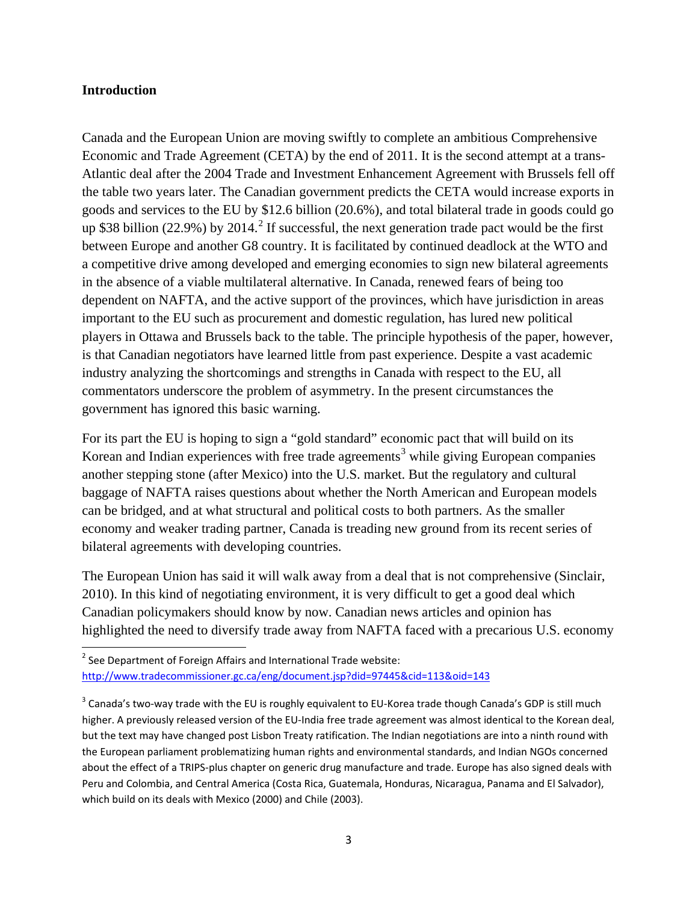**Introduction**

Canada and the European Union are moving swiftly to complete an ambitious Comprehensive Economic and Trade Agreement (CETA) by the end of 2011. It is the second attempt at a trans-Atlantic deal after the 2004 Trade and Investment Enhancement Agreement with Brussels fell off the table two years later. The Canadian government predicts the CETA would increase exports in goods and services to the EU by $12.6 billion (20.6%), and total bilateral trade in goods could go up $38 billion (22.9%) by 2014.[2] If successful, the next generation trade pact would be the first between Europe and another G8 country. It is facilitated by continued deadlock at the WTO and a competitive drive among developed and emerging economies to sign new bilateral agreements in the absence of a viable multilateral alternative. In Canada, renewed fears of being too dependent on NAFTA, and the active support of the provinces, which have jurisdiction in areas important to the EU such as procurement and domestic regulation, has lured new political players in Ottawa and Brussels back to the table. The principle hypothesis of the paper, however, is that Canadian negotiators have learned little from past experience. Despite a vast academic industry analyzing the shortcomings and strengths in Canada with respect to the EU, all commentators underscore the problem of asymmetry. In the present circumstances the government has ignored this basic warning.

For its part the EU is hoping to sign a "gold standard" economic pact that will build on its Korean and Indian experiences with free trade agreements[3] while giving European companies another stepping stone (after Mexico) into the U.S. market. But the regulatory and cultural baggage of NAFTA raises questions about whether the North American and European models can be bridged, and at what structural and political costs to both partners. As the smaller economy and weaker trading partner, Canada is treading new ground from its recent series of bilateral agreements with developing countries.

The European Union has said it will walk away from a deal that is not comprehensive (Sinclair, 2010). In this kind of negotiating environment, it is very difficult to get a good deal which Canadian policymakers should know by now. Canadian news articles and opinion has highlighted the need to diversify trade away from NAFTA faced with a precarious U.S. economy

---

[2] See Department of Foreign Affairs and International Trade website: http://www.tradecommissioner.gc.ca/eng/document.jsp?did=97445&cid=113&oid=143

[3] Canada's two-way trade with the EU is roughly equivalent to EU-Korea trade though Canada's GDP is still much higher. A previously released version of the EU-India free trade agreement was almost identical to the Korean deal, but the text may have changed post Lisbon Treaty ratification. The Indian negotiations are into a ninth round with the European parliament problematizing human rights and environmental standards, and Indian NGOs concerned about the effect of a TRIPS-plus chapter on generic drug manufacture and trade. Europe has also signed deals with Peru and Colombia, and Central America (Costa Rica, Guatemala, Honduras, Nicaragua, Panama and El Salvador), which build on its deals with Mexico (2000) and Chile (2003).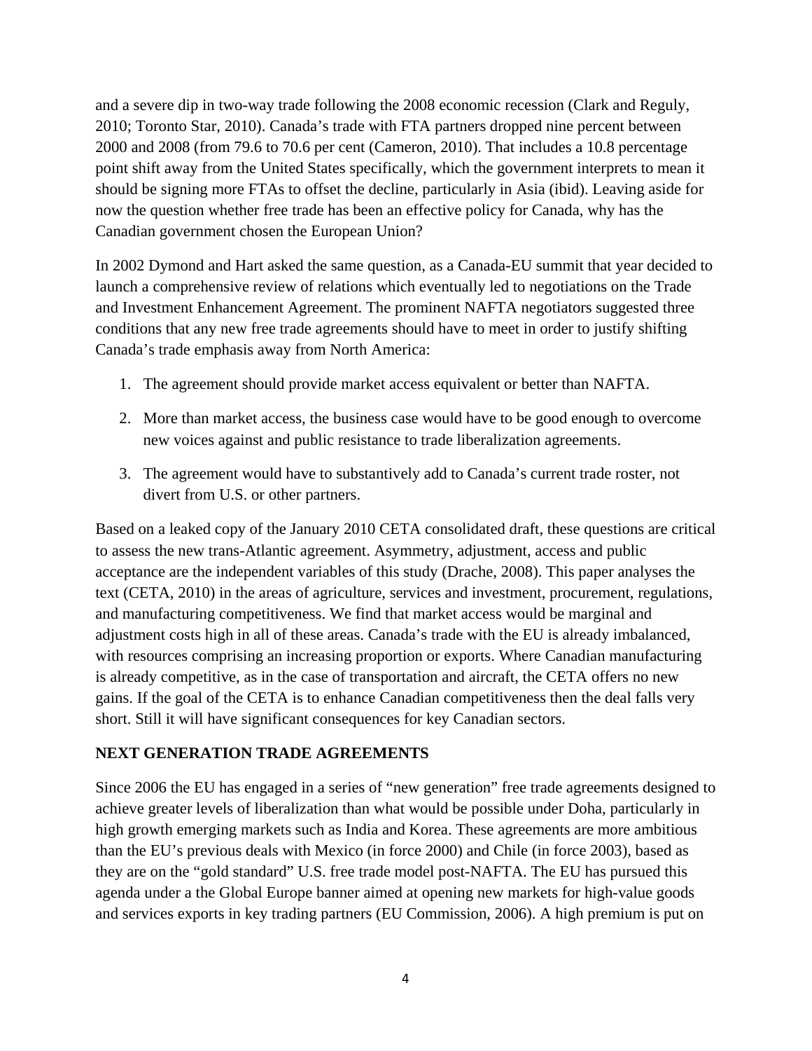and a severe dip in two-way trade following the 2008 economic recession (Clark and Reguly, 2010; Toronto Star, 2010). Canada's trade with FTA partners dropped nine percent between 2000 and 2008 (from 79.6 to 70.6 per cent (Cameron, 2010). That includes a 10.8 percentage point shift away from the United States specifically, which the government interprets to mean it should be signing more FTAs to offset the decline, particularly in Asia (ibid). Leaving aside for now the question whether free trade has been an effective policy for Canada, why has the Canadian government chosen the European Union?

In 2002 Dymond and Hart asked the same question, as a Canada-EU summit that year decided to launch a comprehensive review of relations which eventually led to negotiations on the Trade and Investment Enhancement Agreement. The prominent NAFTA negotiators suggested three conditions that any new free trade agreements should have to meet in order to justify shifting Canada's trade emphasis away from North America:

1. The agreement should provide market access equivalent or better than NAFTA.
2. More than market access, the business case would have to be good enough to overcome new voices against and public resistance to trade liberalization agreements.
3. The agreement would have to substantively add to Canada's current trade roster, not divert from U.S. or other partners.

Based on a leaked copy of the January 2010 CETA consolidated draft, these questions are critical to assess the new trans-Atlantic agreement. Asymmetry, adjustment, access and public acceptance are the independent variables of this study (Drache, 2008). This paper analyses the text (CETA, 2010) in the areas of agriculture, services and investment, procurement, regulations, and manufacturing competitiveness. We find that market access would be marginal and adjustment costs high in all of these areas. Canada's trade with the EU is already imbalanced, with resources comprising an increasing proportion or exports. Where Canadian manufacturing is already competitive, as in the case of transportation and aircraft, the CETA offers no new gains. If the goal of the CETA is to enhance Canadian competitiveness then the deal falls very short. Still it will have significant consequences for key Canadian sectors.

## NEXT GENERATION TRADE AGREEMENTS

Since 2006 the EU has engaged in a series of "new generation" free trade agreements designed to achieve greater levels of liberalization than what would be possible under Doha, particularly in high growth emerging markets such as India and Korea. These agreements are more ambitious than the EU's previous deals with Mexico (in force 2000) and Chile (in force 2003), based as they are on the "gold standard" U.S. free trade model post-NAFTA. The EU has pursued this agenda under a the Global Europe banner aimed at opening new markets for high-value goods and services exports in key trading partners (EU Commission, 2006). A high premium is put on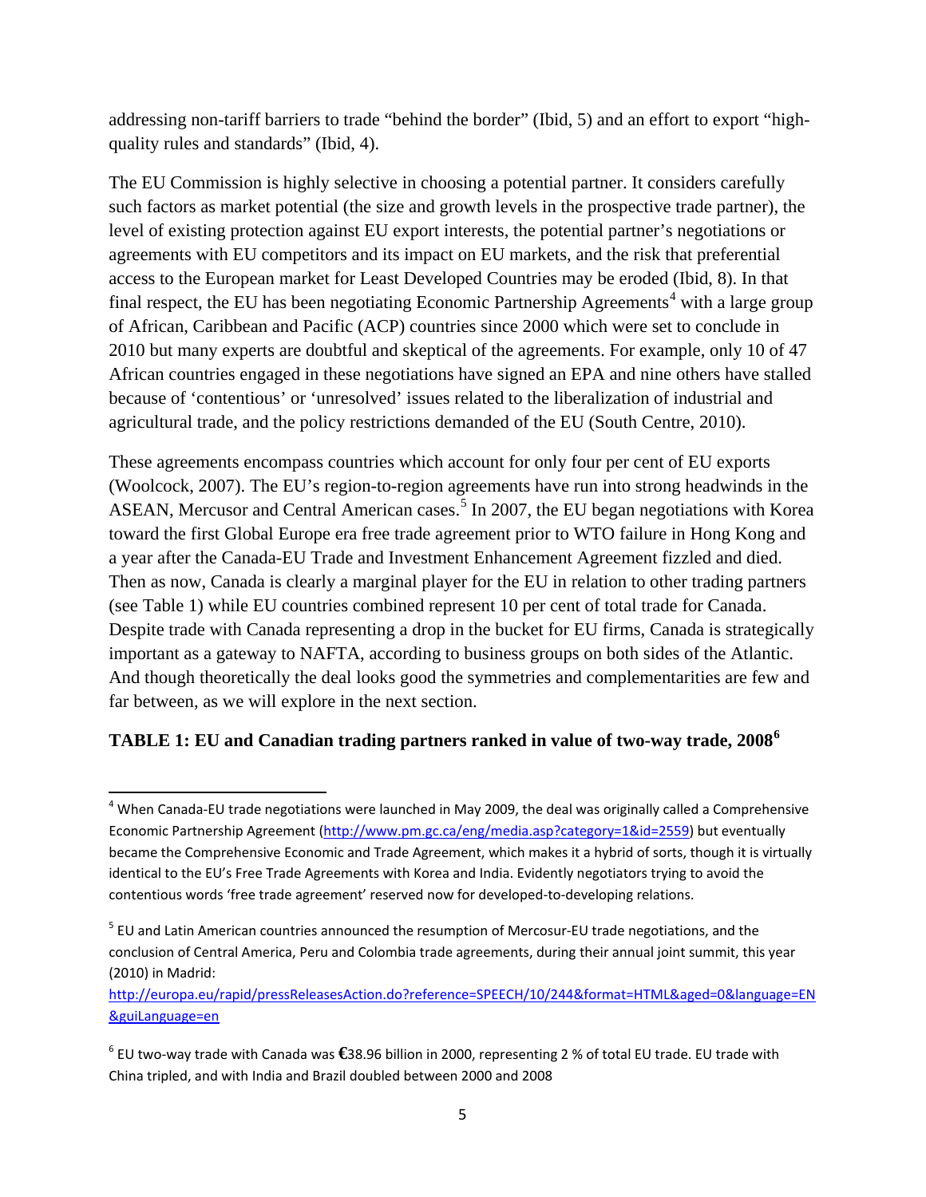addressing non-tariff barriers to trade "behind the border" (Ibid, 5) and an effort to export "high-quality rules and standards" (Ibid, 4).

The EU Commission is highly selective in choosing a potential partner. It considers carefully such factors as market potential (the size and growth levels in the prospective trade partner), the level of existing protection against EU export interests, the potential partner's negotiations or agreements with EU competitors and its impact on EU markets, and the risk that preferential access to the European market for Least Developed Countries may be eroded (Ibid, 8). In that final respect, the EU has been negotiating Economic Partnership Agreements[4] with a large group of African, Caribbean and Pacific (ACP) countries since 2000 which were set to conclude in 2010 but many experts are doubtful and skeptical of the agreements. For example, only 10 of 47 African countries engaged in these negotiations have signed an EPA and nine others have stalled because of 'contentious' or 'unresolved' issues related to the liberalization of industrial and agricultural trade, and the policy restrictions demanded of the EU (South Centre, 2010).

These agreements encompass countries which account for only four per cent of EU exports (Woolcock, 2007). The EU's region-to-region agreements have run into strong headwinds in the ASEAN, Mercusor and Central American cases.[5] In 2007, the EU began negotiations with Korea toward the first Global Europe era free trade agreement prior to WTO failure in Hong Kong and a year after the Canada-EU Trade and Investment Enhancement Agreement fizzled and died. Then as now, Canada is clearly a marginal player for the EU in relation to other trading partners (see Table 1) while EU countries combined represent 10 per cent of total trade for Canada. Despite trade with Canada representing a drop in the bucket for EU firms, Canada is strategically important as a gateway to NAFTA, according to business groups on both sides of the Atlantic. And though theoretically the deal looks good the symmetries and complementarities are few and far between, as we will explore in the next section.

**TABLE 1: EU and Canadian trading partners ranked in value of two-way trade, 2008[6]**

---

[4] When Canada-EU trade negotiations were launched in May 2009, the deal was originally called a Comprehensive Economic Partnership Agreement (http://www.pm.gc.ca/eng/media.asp?category=1&id=2559) but eventually became the Comprehensive Economic and Trade Agreement, which makes it a hybrid of sorts, though it is virtually identical to the EU's Free Trade Agreements with Korea and India. Evidently negotiators trying to avoid the contentious words 'free trade agreement' reserved now for developed-to-developing relations.

[5] EU and Latin American countries announced the resumption of Mercosur-EU trade negotiations, and the conclusion of Central America, Peru and Colombia trade agreements, during their annual joint summit, this year (2010) in Madrid: http://europa.eu/rapid/pressReleasesAction.do?reference=SPEECH/10/244&format=HTML&aged=0&language=EN&guiLanguage=en

[6] EU two-way trade with Canada was €38.96 billion in 2000, representing 2 % of total EU trade. EU trade with China tripled, and with India and Brazil doubled between 2000 and 2008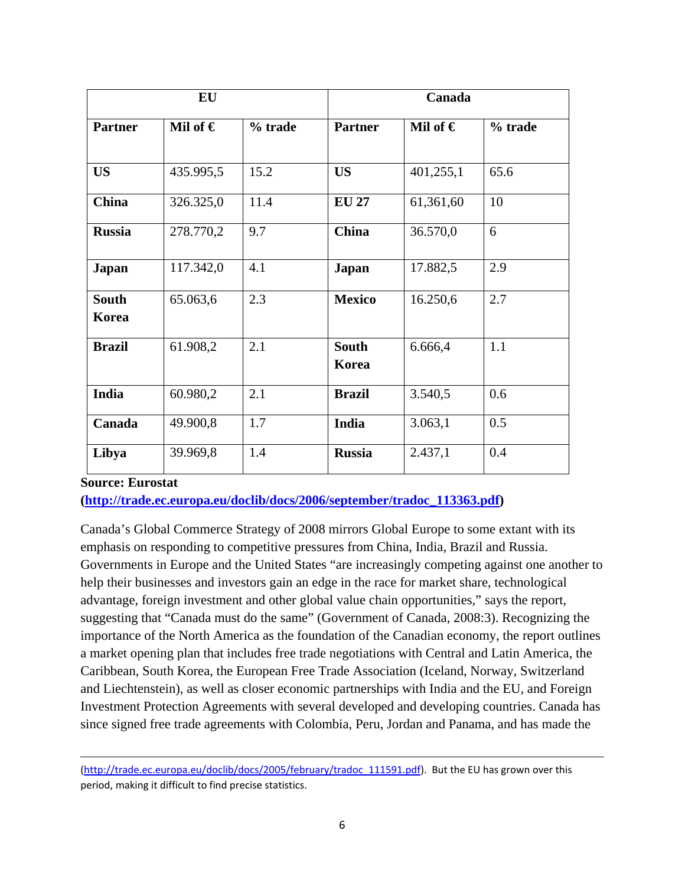| EU | | | Canada | | |
|---|---|---|---|---|---|
| **Partner** | **Mil of €** | **% trade** | **Partner** | **Mil of €** | **% trade** |
| **US** | 435.995,5 | 15.2 | **US** | 401,255,1 | 65.6 |
| **China** | 326.325,0 | 11.4 | **EU 27** | 61,361,60 | 10 |
| **Russia** | 278.770,2 | 9.7 | **China** | 36.570,0 | 6 |
| **Japan** | 117.342,0 | 4.1 | **Japan** | 17.882,5 | 2.9 |
| **South Korea** | 65.063,6 | 2.3 | **Mexico** | 16.250,6 | 2.7 |
| **Brazil** | 61.908,2 | 2.1 | **South Korea** | 6.666,4 | 1.1 |
| **India** | 60.980,2 | 2.1 | **Brazil** | 3.540,5 | 0.6 |
| **Canada** | 49.900,8 | 1.7 | **India** | 3.063,1 | 0.5 |
| **Libya** | 39.969,8 | 1.4 | **Russia** | 2.437,1 | 0.4 |

**Source: Eurostat (http://trade.ec.europa.eu/doclib/docs/2006/september/tradoc_113363.pdf)**

Canada's Global Commerce Strategy of 2008 mirrors Global Europe to some extant with its emphasis on responding to competitive pressures from China, India, Brazil and Russia. Governments in Europe and the United States "are increasingly competing against one another to help their businesses and investors gain an edge in the race for market share, technological advantage, foreign investment and other global value chain opportunities," says the report, suggesting that "Canada must do the same" (Government of Canada, 2008:3). Recognizing the importance of the North America as the foundation of the Canadian economy, the report outlines a market opening plan that includes free trade negotiations with Central and Latin America, the Caribbean, South Korea, the European Free Trade Association (Iceland, Norway, Switzerland and Liechtenstein), as well as closer economic partnerships with India and the EU, and Foreign Investment Protection Agreements with several developed and developing countries. Canada has since signed free trade agreements with Colombia, Peru, Jordan and Panama, and has made the

(http://trade.ec.europa.eu/doclib/docs/2005/february/tradoc_111591.pdf). But the EU has grown over this period, making it difficult to find precise statistics.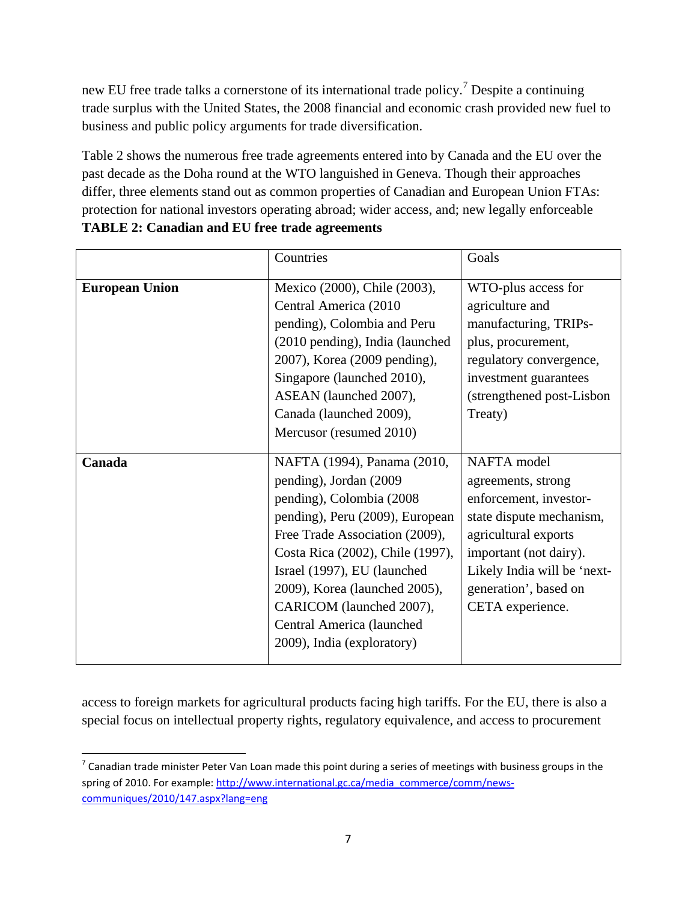new EU free trade talks a cornerstone of its international trade policy.[7] Despite a continuing trade surplus with the United States, the 2008 financial and economic crash provided new fuel to business and public policy arguments for trade diversification.

Table 2 shows the numerous free trade agreements entered into by Canada and the EU over the past decade as the Doha round at the WTO languished in Geneva. Though their approaches differ, three elements stand out as common properties of Canadian and European Union FTAs: protection for national investors operating abroad; wider access, and; new legally enforceable access to foreign markets for agricultural products facing high tariffs. For the EU, there is also a special focus on intellectual property rights, regulatory equivalence, and access to procurement

**TABLE 2: Canadian and EU free trade agreements**

| | Countries | Goals |
|---|---|---|
| **European Union** | Mexico (2000), Chile (2003), Central America (2010 pending), Colombia and Peru (2010 pending), India (launched 2007), Korea (2009 pending), Singapore (launched 2010), ASEAN (launched 2007), Canada (launched 2009), Mercusor (resumed 2010) | WTO-plus access for agriculture and manufacturing, TRIPs-plus, procurement, regulatory convergence, investment guarantees (strengthened post-Lisbon Treaty) |
| **Canada** | NAFTA (1994), Panama (2010, pending), Jordan (2009 pending), Colombia (2008 pending), Peru (2009), European Free Trade Association (2009), Costa Rica (2002), Chile (1997), Israel (1997), EU (launched 2009), Korea (launched 2005), CARICOM (launched 2007), Central America (launched 2009), India (exploratory) | NAFTA model agreements, strong enforcement, investor-state dispute mechanism, agricultural exports important (not dairy). Likely India will be 'next-generation', based on CETA experience. |

[7] Canadian trade minister Peter Van Loan made this point during a series of meetings with business groups in the spring of 2010. For example: http://www.international.gc.ca/media_commerce/comm/news-communiques/2010/147.aspx?lang=eng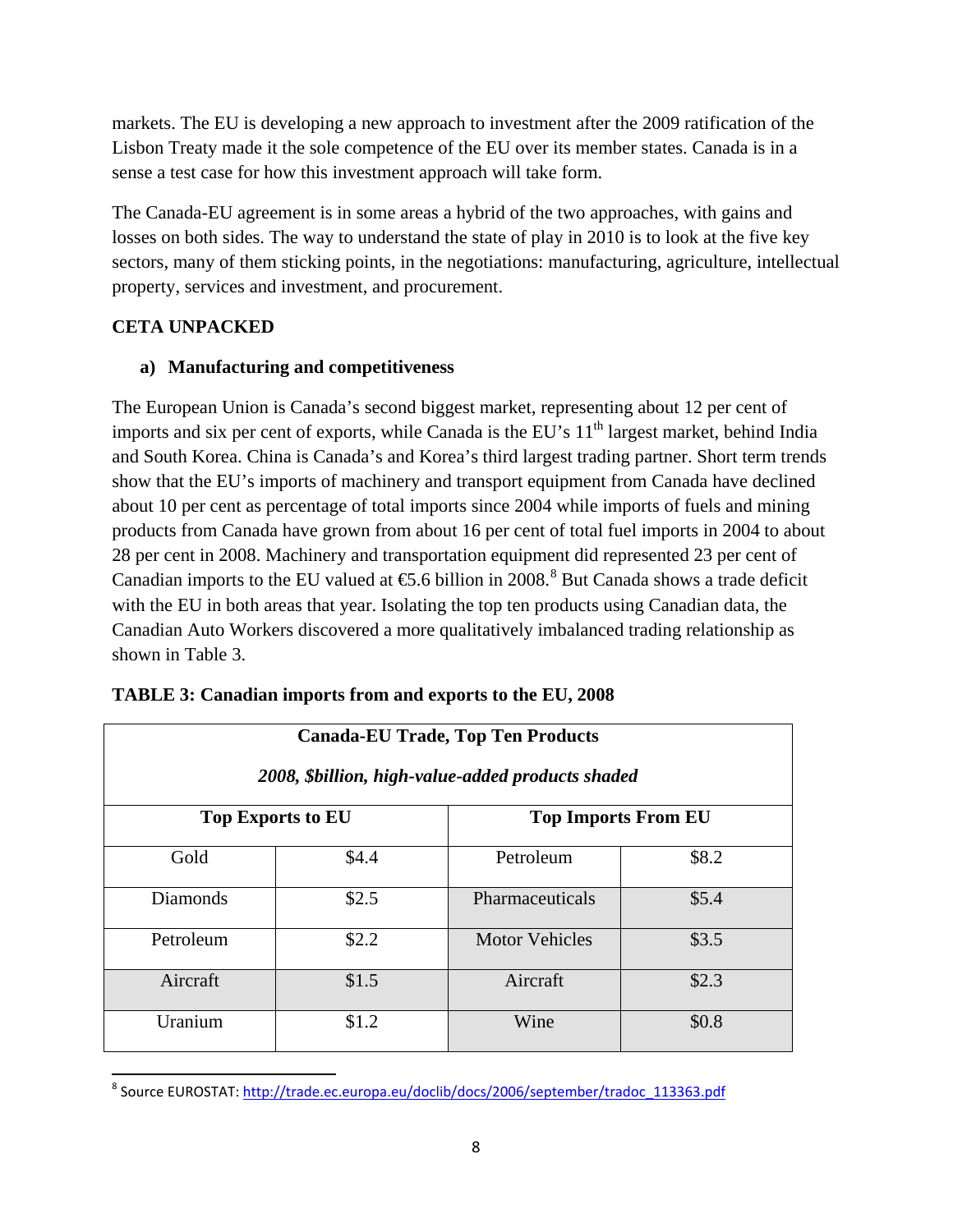markets. The EU is developing a new approach to investment after the 2009 ratification of the Lisbon Treaty made it the sole competence of the EU over its member states. Canada is in a sense a test case for how this investment approach will take form.

The Canada-EU agreement is in some areas a hybrid of the two approaches, with gains and losses on both sides. The way to understand the state of play in 2010 is to look at the five key sectors, many of them sticking points, in the negotiations: manufacturing, agriculture, intellectual property, services and investment, and procurement.

## CETA UNPACKED

### a) Manufacturing and competitiveness

The European Union is Canada's second biggest market, representing about 12 per cent of imports and six per cent of exports, while Canada is the EU's 11th largest market, behind India and South Korea. China is Canada's and Korea's third largest trading partner. Short term trends show that the EU's imports of machinery and transport equipment from Canada have declined about 10 per cent as percentage of total imports since 2004 while imports of fuels and mining products from Canada have grown from about 16 per cent of total fuel imports in 2004 to about 28 per cent in 2008. Machinery and transportation equipment did represented 23 per cent of Canadian imports to the EU valued at €5.6 billion in 2008.[8] But Canada shows a trade deficit with the EU in both areas that year. Isolating the top ten products using Canadian data, the Canadian Auto Workers discovered a more qualitatively imbalanced trading relationship as shown in Table 3.

**TABLE 3: Canadian imports from and exports to the EU, 2008**

| **Canada-EU Trade, Top Ten Products** *2008, $billion, high-value-added products shaded* | | | |
|---|---|---|---|
| **Top Exports to EU** | | **Top Imports From EU** | |
| Gold | $4.4 | Petroleum | $8.2 |
| Diamonds | $2.5 | Pharmaceuticals | $5.4 |
| Petroleum | $2.2 | Motor Vehicles | $3.5 |
| Aircraft | $1.5 | Aircraft | $2.3 |
| Uranium | $1.2 | Wine | $0.8 |

[8] Source EUROSTAT: http://trade.ec.europa.eu/doclib/docs/2006/september/tradoc_113363.pdf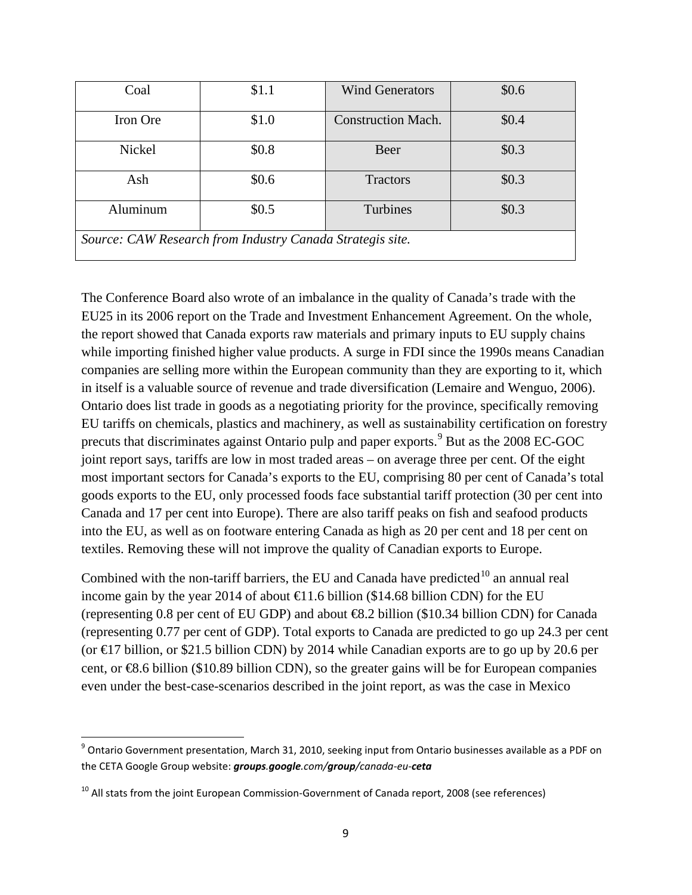| Coal | $1.1 | Wind Generators | $0.6 |
|---|---|---|---|
| Iron Ore | $1.0 | Construction Mach. | $0.4 |
| Nickel | $0.8 | Beer | $0.3 |
| Ash | $0.6 | Tractors | $0.3 |
| Aluminum | $0.5 | Turbines | $0.3 |
| *Source: CAW Research from Industry Canada Strategis site.* | | | |

The Conference Board also wrote of an imbalance in the quality of Canada's trade with the EU25 in its 2006 report on the Trade and Investment Enhancement Agreement. On the whole, the report showed that Canada exports raw materials and primary inputs to EU supply chains while importing finished higher value products. A surge in FDI since the 1990s means Canadian companies are selling more within the European community than they are exporting to it, which in itself is a valuable source of revenue and trade diversification (Lemaire and Wenguo, 2006). Ontario does list trade in goods as a negotiating priority for the province, specifically removing EU tariffs on chemicals, plastics and machinery, as well as sustainability certification on forestry precuts that discriminates against Ontario pulp and paper exports.[9] But as the 2008 EC-GOC joint report says, tariffs are low in most traded areas – on average three per cent. Of the eight most important sectors for Canada's exports to the EU, comprising 80 per cent of Canada's total goods exports to the EU, only processed foods face substantial tariff protection (30 per cent into Canada and 17 per cent into Europe). There are also tariff peaks on fish and seafood products into the EU, as well as on footware entering Canada as high as 20 per cent and 18 per cent on textiles. Removing these will not improve the quality of Canadian exports to Europe.

Combined with the non-tariff barriers, the EU and Canada have predicted[10] an annual real income gain by the year 2014 of about €11.6 billion ($14.68 billion CDN) for the EU (representing 0.8 per cent of EU GDP) and about €8.2 billion ($10.34 billion CDN) for Canada (representing 0.77 per cent of GDP). Total exports to Canada are predicted to go up 24.3 per cent (or €17 billion, or $21.5 billion CDN) by 2014 while Canadian exports are to go up by 20.6 per cent, or €8.6 billion ($10.89 billion CDN), so the greater gains will be for European companies even under the best-case-scenarios described in the joint report, as was the case in Mexico

[9] Ontario Government presentation, March 31, 2010, seeking input from Ontario businesses available as a PDF on the CETA Google Group website: ***groups.google**.com/**group**/canada-eu-**ceta***

[10] All stats from the joint European Commission-Government of Canada report, 2008 (see references)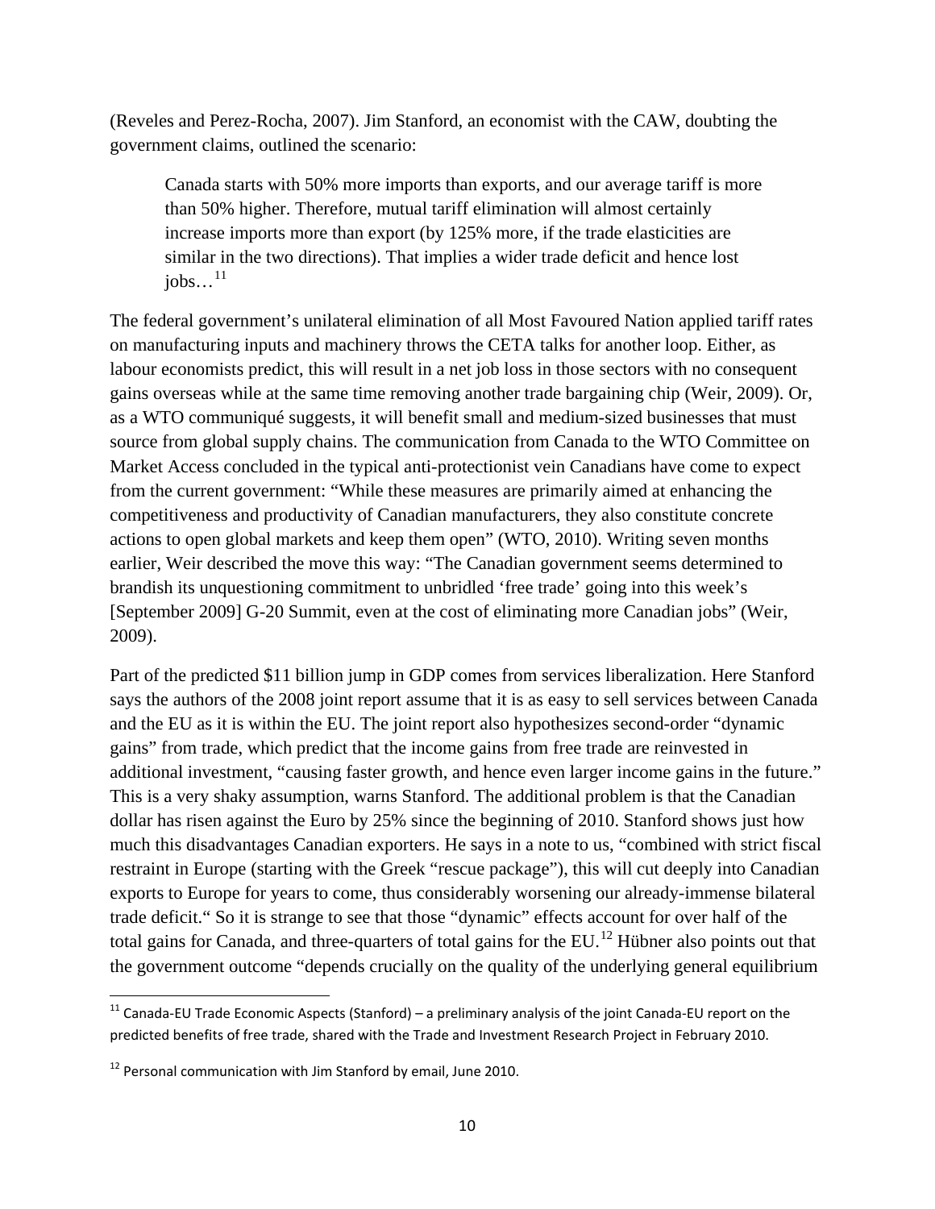(Reveles and Perez-Rocha, 2007). Jim Stanford, an economist with the CAW, doubting the government claims, outlined the scenario:

> Canada starts with 50% more imports than exports, and our average tariff is more than 50% higher. Therefore, mutual tariff elimination will almost certainly increase imports more than export (by 125% more, if the trade elasticities are similar in the two directions). That implies a wider trade deficit and hence lost jobs…[11]

The federal government's unilateral elimination of all Most Favoured Nation applied tariff rates on manufacturing inputs and machinery throws the CETA talks for another loop. Either, as labour economists predict, this will result in a net job loss in those sectors with no consequent gains overseas while at the same time removing another trade bargaining chip (Weir, 2009). Or, as a WTO communiqué suggests, it will benefit small and medium-sized businesses that must source from global supply chains. The communication from Canada to the WTO Committee on Market Access concluded in the typical anti-protectionist vein Canadians have come to expect from the current government: "While these measures are primarily aimed at enhancing the competitiveness and productivity of Canadian manufacturers, they also constitute concrete actions to open global markets and keep them open" (WTO, 2010). Writing seven months earlier, Weir described the move this way: "The Canadian government seems determined to brandish its unquestioning commitment to unbridled 'free trade' going into this week's [September 2009] G-20 Summit, even at the cost of eliminating more Canadian jobs" (Weir, 2009).

Part of the predicted $11 billion jump in GDP comes from services liberalization. Here Stanford says the authors of the 2008 joint report assume that it is as easy to sell services between Canada and the EU as it is within the EU. The joint report also hypothesizes second-order "dynamic gains" from trade, which predict that the income gains from free trade are reinvested in additional investment, "causing faster growth, and hence even larger income gains in the future." This is a very shaky assumption, warns Stanford. The additional problem is that the Canadian dollar has risen against the Euro by 25% since the beginning of 2010. Stanford shows just how much this disadvantages Canadian exporters. He says in a note to us, "combined with strict fiscal restraint in Europe (starting with the Greek "rescue package"), this will cut deeply into Canadian exports to Europe for years to come, thus considerably worsening our already-immense bilateral trade deficit." So it is strange to see that those "dynamic" effects account for over half of the total gains for Canada, and three-quarters of total gains for the EU.[12] Hübner also points out that the government outcome "depends crucially on the quality of the underlying general equilibrium

[11] Canada-EU Trade Economic Aspects (Stanford) – a preliminary analysis of the joint Canada-EU report on the predicted benefits of free trade, shared with the Trade and Investment Research Project in February 2010.

[12] Personal communication with Jim Stanford by email, June 2010.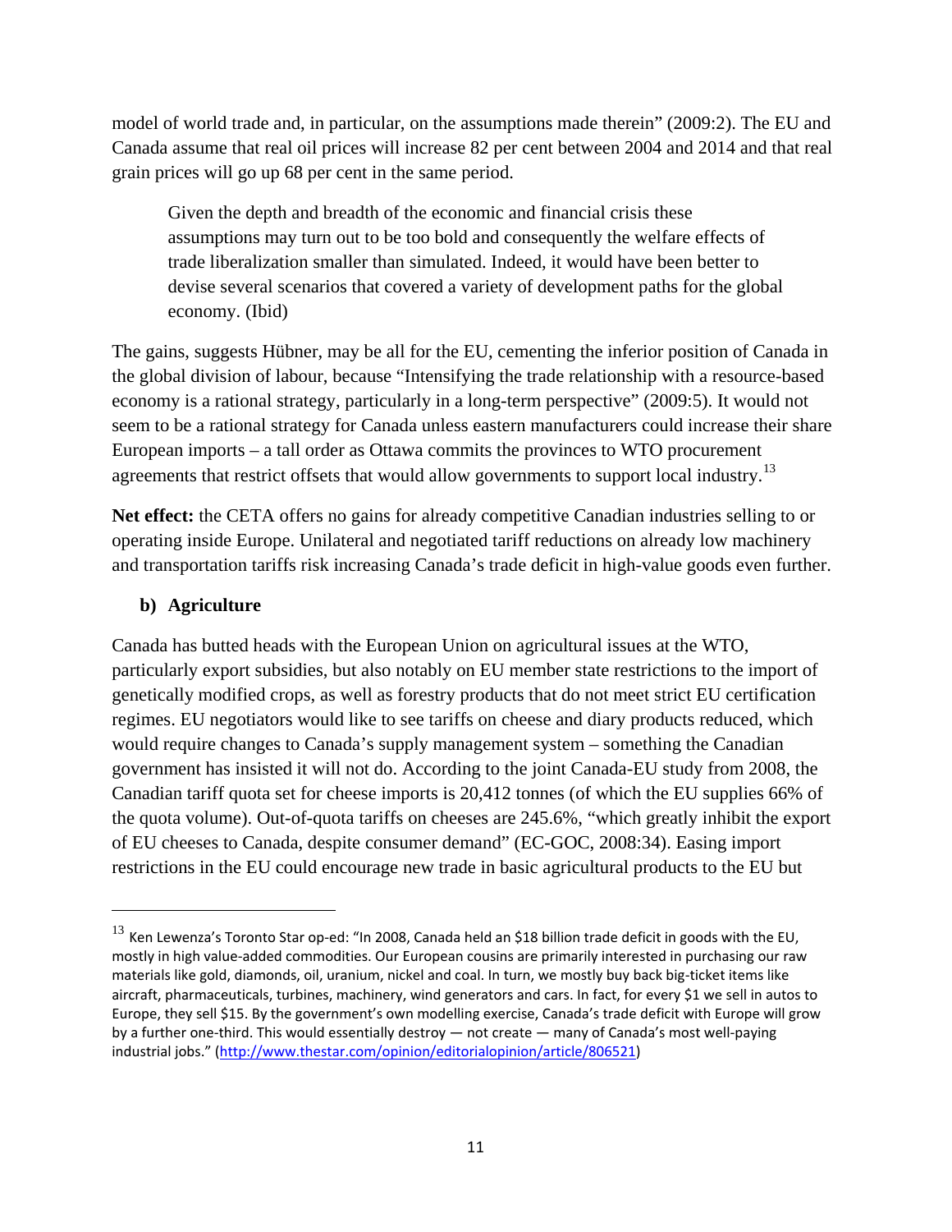model of world trade and, in particular, on the assumptions made therein" (2009:2). The EU and Canada assume that real oil prices will increase 82 per cent between 2004 and 2014 and that real grain prices will go up 68 per cent in the same period.

> Given the depth and breadth of the economic and financial crisis these assumptions may turn out to be too bold and consequently the welfare effects of trade liberalization smaller than simulated. Indeed, it would have been better to devise several scenarios that covered a variety of development paths for the global economy. (Ibid)

The gains, suggests Hübner, may be all for the EU, cementing the inferior position of Canada in the global division of labour, because "Intensifying the trade relationship with a resource-based economy is a rational strategy, particularly in a long-term perspective" (2009:5). It would not seem to be a rational strategy for Canada unless eastern manufacturers could increase their share European imports – a tall order as Ottawa commits the provinces to WTO procurement agreements that restrict offsets that would allow governments to support local industry.[13]

**Net effect:** the CETA offers no gains for already competitive Canadian industries selling to or operating inside Europe. Unilateral and negotiated tariff reductions on already low machinery and transportation tariffs risk increasing Canada's trade deficit in high-value goods even further.

### b) Agriculture

Canada has butted heads with the European Union on agricultural issues at the WTO, particularly export subsidies, but also notably on EU member state restrictions to the import of genetically modified crops, as well as forestry products that do not meet strict EU certification regimes. EU negotiators would like to see tariffs on cheese and diary products reduced, which would require changes to Canada's supply management system – something the Canadian government has insisted it will not do. According to the joint Canada-EU study from 2008, the Canadian tariff quota set for cheese imports is 20,412 tonnes (of which the EU supplies 66% of the quota volume). Out-of-quota tariffs on cheeses are 245.6%, "which greatly inhibit the export of EU cheeses to Canada, despite consumer demand" (EC-GOC, 2008:34). Easing import restrictions in the EU could encourage new trade in basic agricultural products to the EU but

---

[13] Ken Lewenza's Toronto Star op-ed: "In 2008, Canada held an $18 billion trade deficit in goods with the EU, mostly in high value-added commodities. Our European cousins are primarily interested in purchasing our raw materials like gold, diamonds, oil, uranium, nickel and coal. In turn, we mostly buy back big-ticket items like aircraft, pharmaceuticals, turbines, machinery, wind generators and cars. In fact, for every $1 we sell in autos to Europe, they sell $15. By the government's own modelling exercise, Canada's trade deficit with Europe will grow by a further one-third. This would essentially destroy — not create — many of Canada's most well-paying industrial jobs." (http://www.thestar.com/opinion/editorialopinion/article/806521)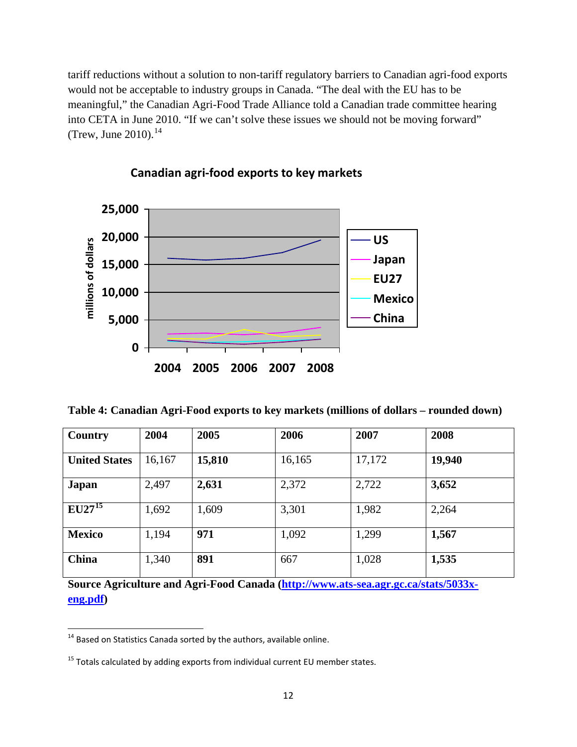tariff reductions without a solution to non-tariff regulatory barriers to Canadian agri-food exports would not be acceptable to industry groups in Canada. "The deal with the EU has to be meaningful," the Canadian Agri-Food Trade Alliance told a Canadian trade committee hearing into CETA in June 2010. "If we can't solve these issues we should not be moving forward" (Trew, June 2010).[14]

**Canadian agri-food exports to key markets**

**Table 4: Canadian Agri-Food exports to key markets (millions of dollars – rounded down)**

| Country | 2004 | 2005 | 2006 | 2007 | 2008 |
|---|---|---|---|---|---|
| **United States** | 16,167 | **15,810** | 16,165 | 17,172 | **19,940** |
| **Japan** | 2,497 | **2,631** | 2,372 | 2,722 | **3,652** |
| **EU27[15]** | 1,692 | 1,609 | 3,301 | 1,982 | 2,264 |
| **Mexico** | 1,194 | **971** | 1,092 | 1,299 | **1,567** |
| **China** | 1,340 | **891** | 667 | 1,028 | **1,535** |

**Source Agriculture and Agri-Food Canada (http://www.ats-sea.agr.gc.ca/stats/5033x-eng.pdf)**

---

[14] Based on Statistics Canada sorted by the authors, available online.

[15] Totals calculated by adding exports from individual current EU member states.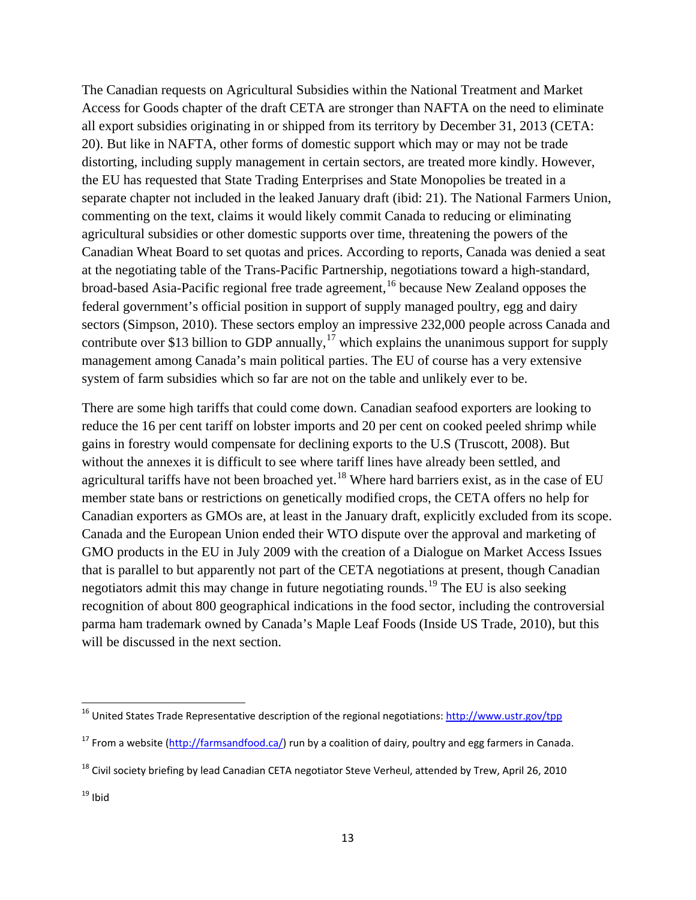The Canadian requests on Agricultural Subsidies within the National Treatment and Market Access for Goods chapter of the draft CETA are stronger than NAFTA on the need to eliminate all export subsidies originating in or shipped from its territory by December 31, 2013 (CETA: 20). But like in NAFTA, other forms of domestic support which may or may not be trade distorting, including supply management in certain sectors, are treated more kindly. However, the EU has requested that State Trading Enterprises and State Monopolies be treated in a separate chapter not included in the leaked January draft (ibid: 21). The National Farmers Union, commenting on the text, claims it would likely commit Canada to reducing or eliminating agricultural subsidies or other domestic supports over time, threatening the powers of the Canadian Wheat Board to set quotas and prices. According to reports, Canada was denied a seat at the negotiating table of the Trans-Pacific Partnership, negotiations toward a high-standard, broad-based Asia-Pacific regional free trade agreement,[16] because New Zealand opposes the federal government's official position in support of supply managed poultry, egg and dairy sectors (Simpson, 2010). These sectors employ an impressive 232,000 people across Canada and contribute over $13 billion to GDP annually,[17] which explains the unanimous support for supply management among Canada's main political parties. The EU of course has a very extensive system of farm subsidies which so far are not on the table and unlikely ever to be.

There are some high tariffs that could come down. Canadian seafood exporters are looking to reduce the 16 per cent tariff on lobster imports and 20 per cent on cooked peeled shrimp while gains in forestry would compensate for declining exports to the U.S (Truscott, 2008). But without the annexes it is difficult to see where tariff lines have already been settled, and agricultural tariffs have not been broached yet.[18] Where hard barriers exist, as in the case of EU member state bans or restrictions on genetically modified crops, the CETA offers no help for Canadian exporters as GMOs are, at least in the January draft, explicitly excluded from its scope. Canada and the European Union ended their WTO dispute over the approval and marketing of GMO products in the EU in July 2009 with the creation of a Dialogue on Market Access Issues that is parallel to but apparently not part of the CETA negotiations at present, though Canadian negotiators admit this may change in future negotiating rounds.[19] The EU is also seeking recognition of about 800 geographical indications in the food sector, including the controversial parma ham trademark owned by Canada's Maple Leaf Foods (Inside US Trade, 2010), but this will be discussed in the next section.

---

[16] United States Trade Representative description of the regional negotiations: http://www.ustr.gov/tpp

[17] From a website (http://farmsandfood.ca/) run by a coalition of dairy, poultry and egg farmers in Canada.

[18] Civil society briefing by lead Canadian CETA negotiator Steve Verheul, attended by Trew, April 26, 2010

[19] Ibid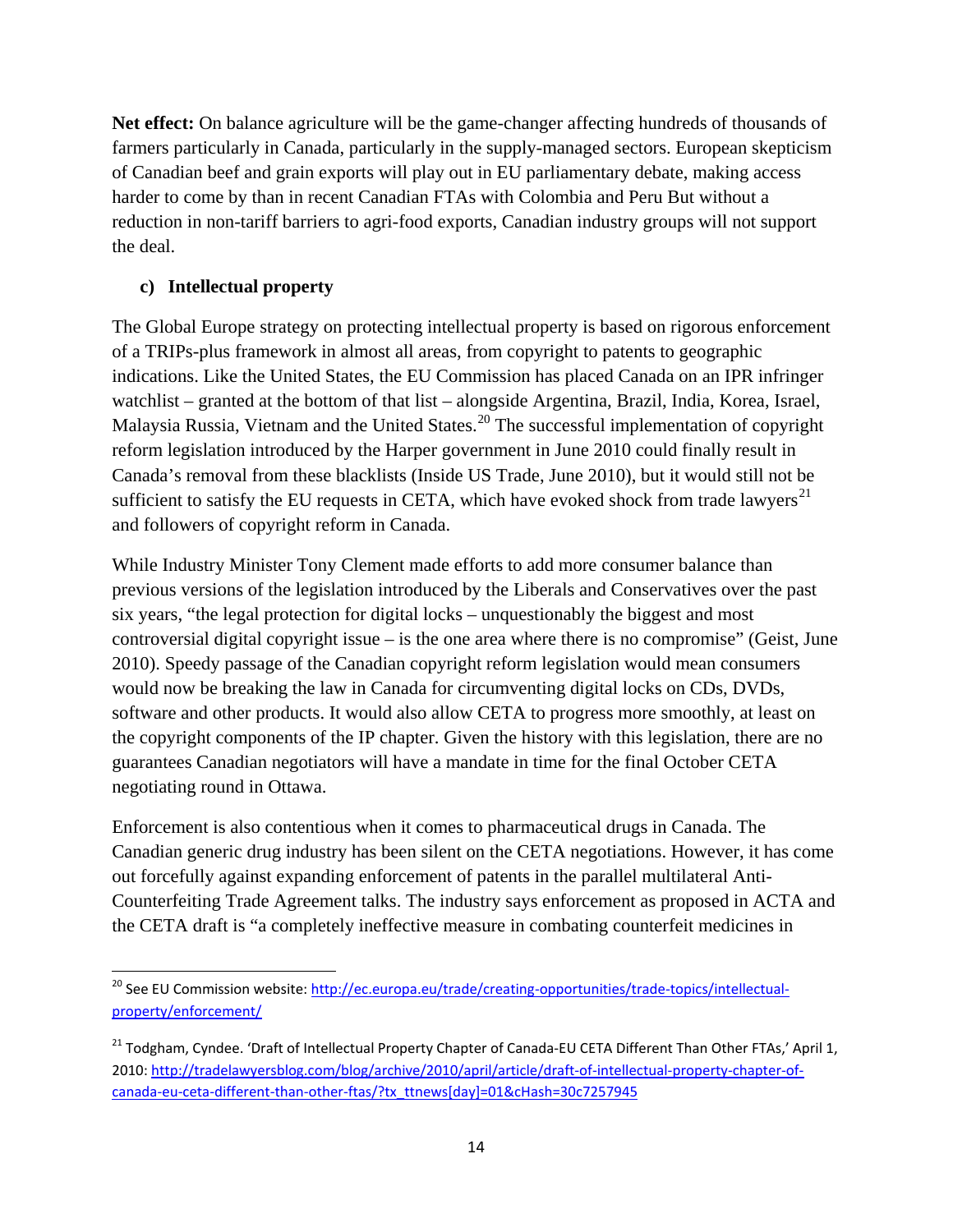**Net effect:** On balance agriculture will be the game-changer affecting hundreds of thousands of farmers particularly in Canada, particularly in the supply-managed sectors. European skepticism of Canadian beef and grain exports will play out in EU parliamentary debate, making access harder to come by than in recent Canadian FTAs with Colombia and Peru But without a reduction in non-tariff barriers to agri-food exports, Canadian industry groups will not support the deal.

### c) Intellectual property

The Global Europe strategy on protecting intellectual property is based on rigorous enforcement of a TRIPs-plus framework in almost all areas, from copyright to patents to geographic indications. Like the United States, the EU Commission has placed Canada on an IPR infringer watchlist – granted at the bottom of that list – alongside Argentina, Brazil, India, Korea, Israel, Malaysia Russia, Vietnam and the United States.[20] The successful implementation of copyright reform legislation introduced by the Harper government in June 2010 could finally result in Canada's removal from these blacklists (Inside US Trade, June 2010), but it would still not be sufficient to satisfy the EU requests in CETA, which have evoked shock from trade lawyers[21] and followers of copyright reform in Canada.

While Industry Minister Tony Clement made efforts to add more consumer balance than previous versions of the legislation introduced by the Liberals and Conservatives over the past six years, "the legal protection for digital locks – unquestionably the biggest and most controversial digital copyright issue – is the one area where there is no compromise" (Geist, June 2010). Speedy passage of the Canadian copyright reform legislation would mean consumers would now be breaking the law in Canada for circumventing digital locks on CDs, DVDs, software and other products. It would also allow CETA to progress more smoothly, at least on the copyright components of the IP chapter. Given the history with this legislation, there are no guarantees Canadian negotiators will have a mandate in time for the final October CETA negotiating round in Ottawa.

Enforcement is also contentious when it comes to pharmaceutical drugs in Canada. The Canadian generic drug industry has been silent on the CETA negotiations. However, it has come out forcefully against expanding enforcement of patents in the parallel multilateral Anti-Counterfeiting Trade Agreement talks. The industry says enforcement as proposed in ACTA and the CETA draft is "a completely ineffective measure in combating counterfeit medicines in

---

[20] See EU Commission website: http://ec.europa.eu/trade/creating-opportunities/trade-topics/intellectual-property/enforcement/

[21] Todgham, Cyndee. 'Draft of Intellectual Property Chapter of Canada-EU CETA Different Than Other FTAs,' April 1, 2010: http://tradelawyersblog.com/blog/archive/2010/april/article/draft-of-intellectual-property-chapter-of-canada-eu-ceta-different-than-other-ftas/?tx_ttnews[day]=01&cHash=30c7257945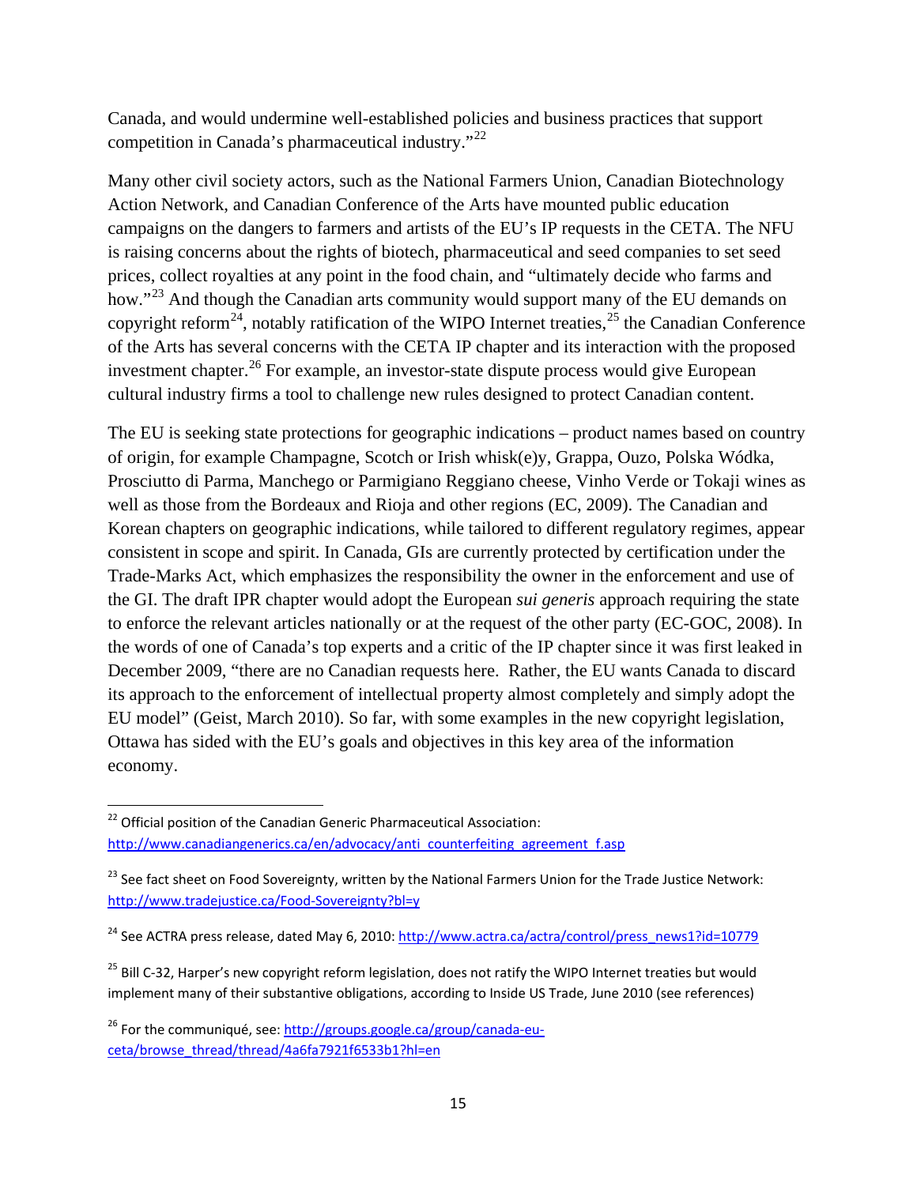Canada, and would undermine well-established policies and business practices that support competition in Canada's pharmaceutical industry."[22]

Many other civil society actors, such as the National Farmers Union, Canadian Biotechnology Action Network, and Canadian Conference of the Arts have mounted public education campaigns on the dangers to farmers and artists of the EU's IP requests in the CETA. The NFU is raising concerns about the rights of biotech, pharmaceutical and seed companies to set seed prices, collect royalties at any point in the food chain, and "ultimately decide who farms and how."[23] And though the Canadian arts community would support many of the EU demands on copyright reform[24], notably ratification of the WIPO Internet treaties,[25] the Canadian Conference of the Arts has several concerns with the CETA IP chapter and its interaction with the proposed investment chapter.[26] For example, an investor-state dispute process would give European cultural industry firms a tool to challenge new rules designed to protect Canadian content.

The EU is seeking state protections for geographic indications – product names based on country of origin, for example Champagne, Scotch or Irish whisk(e)y, Grappa, Ouzo, Polska Wódka, Prosciutto di Parma, Manchego or Parmigiano Reggiano cheese, Vinho Verde or Tokaji wines as well as those from the Bordeaux and Rioja and other regions (EC, 2009). The Canadian and Korean chapters on geographic indications, while tailored to different regulatory regimes, appear consistent in scope and spirit. In Canada, GIs are currently protected by certification under the Trade-Marks Act, which emphasizes the responsibility the owner in the enforcement and use of the GI. The draft IPR chapter would adopt the European *sui generis* approach requiring the state to enforce the relevant articles nationally or at the request of the other party (EC-GOC, 2008). In the words of one of Canada's top experts and a critic of the IP chapter since it was first leaked in December 2009, "there are no Canadian requests here. Rather, the EU wants Canada to discard its approach to the enforcement of intellectual property almost completely and simply adopt the EU model" (Geist, March 2010). So far, with some examples in the new copyright legislation, Ottawa has sided with the EU's goals and objectives in this key area of the information economy.

---

[22] Official position of the Canadian Generic Pharmaceutical Association: http://www.canadiangenerics.ca/en/advocacy/anti_counterfeiting_agreement_f.asp

[23] See fact sheet on Food Sovereignty, written by the National Farmers Union for the Trade Justice Network: http://www.tradejustice.ca/Food-Sovereignty?bl=y

[24] See ACTRA press release, dated May 6, 2010: http://www.actra.ca/actra/control/press_news1?id=10779

[25] Bill C-32, Harper's new copyright reform legislation, does not ratify the WIPO Internet treaties but would implement many of their substantive obligations, according to Inside US Trade, June 2010 (see references)

[26] For the communiqué, see: http://groups.google.ca/group/canada-eu-ceta/browse_thread/thread/4a6fa7921f6533b1?hl=en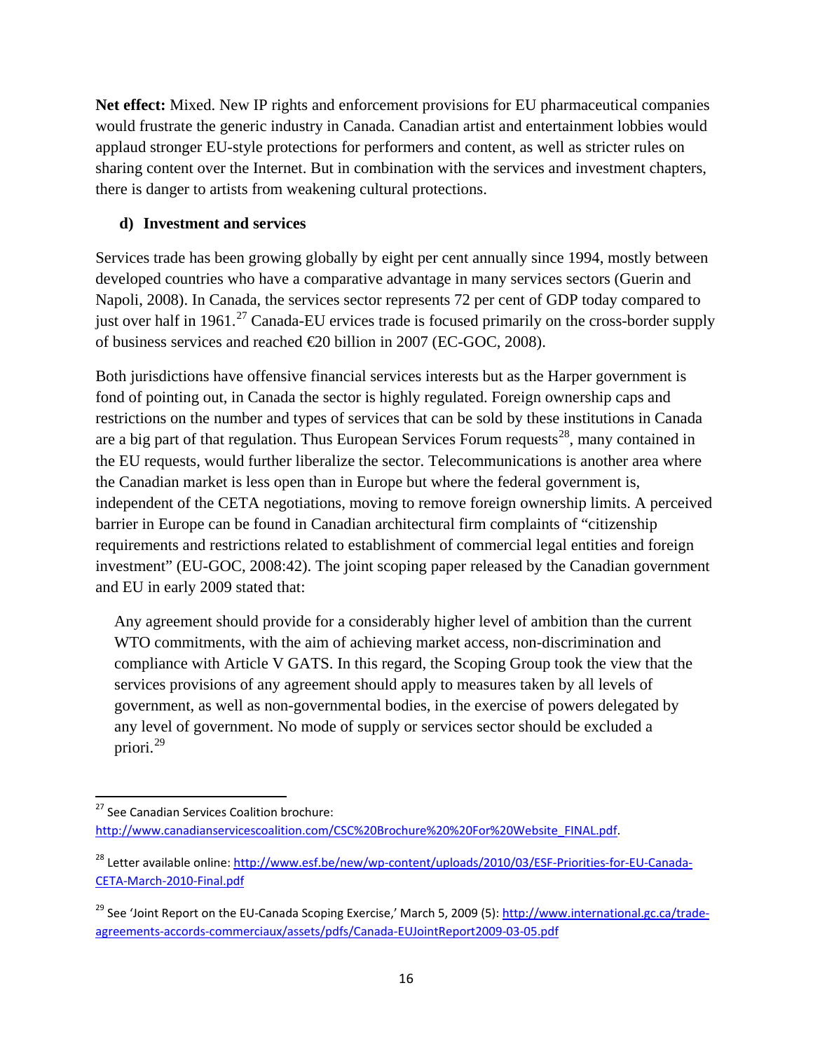**Net effect:** Mixed. New IP rights and enforcement provisions for EU pharmaceutical companies would frustrate the generic industry in Canada. Canadian artist and entertainment lobbies would applaud stronger EU-style protections for performers and content, as well as stricter rules on sharing content over the Internet. But in combination with the services and investment chapters, there is danger to artists from weakening cultural protections.

### d) Investment and services

Services trade has been growing globally by eight per cent annually since 1994, mostly between developed countries who have a comparative advantage in many services sectors (Guerin and Napoli, 2008). In Canada, the services sector represents 72 per cent of GDP today compared to just over half in 1961.[27] Canada-EU ervices trade is focused primarily on the cross-border supply of business services and reached €20 billion in 2007 (EC-GOC, 2008).

Both jurisdictions have offensive financial services interests but as the Harper government is fond of pointing out, in Canada the sector is highly regulated. Foreign ownership caps and restrictions on the number and types of services that can be sold by these institutions in Canada are a big part of that regulation. Thus European Services Forum requests[28], many contained in the EU requests, would further liberalize the sector. Telecommunications is another area where the Canadian market is less open than in Europe but where the federal government is, independent of the CETA negotiations, moving to remove foreign ownership limits. A perceived barrier in Europe can be found in Canadian architectural firm complaints of "citizenship requirements and restrictions related to establishment of commercial legal entities and foreign investment" (EU-GOC, 2008:42). The joint scoping paper released by the Canadian government and EU in early 2009 stated that:

> Any agreement should provide for a considerably higher level of ambition than the current WTO commitments, with the aim of achieving market access, non-discrimination and compliance with Article V GATS. In this regard, the Scoping Group took the view that the services provisions of any agreement should apply to measures taken by all levels of government, as well as non-governmental bodies, in the exercise of powers delegated by any level of government. No mode of supply or services sector should be excluded a priori.[29]

---

[27] See Canadian Services Coalition brochure: http://www.canadianservicescoalition.com/CSC%20Brochure%20%20For%20Website_FINAL.pdf.

[28] Letter available online: http://www.esf.be/new/wp-content/uploads/2010/03/ESF-Priorities-for-EU-Canada-CETA-March-2010-Final.pdf

[29] See 'Joint Report on the EU-Canada Scoping Exercise,' March 5, 2009 (5): http://www.international.gc.ca/trade-agreements-accords-commerciaux/assets/pdfs/Canada-EUJointReport2009-03-05.pdf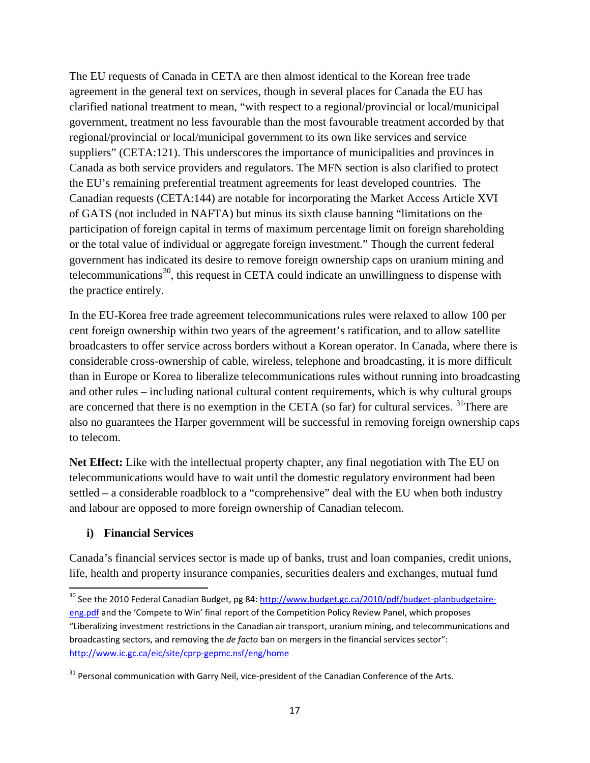The EU requests of Canada in CETA are then almost identical to the Korean free trade agreement in the general text on services, though in several places for Canada the EU has clarified national treatment to mean, "with respect to a regional/provincial or local/municipal government, treatment no less favourable than the most favourable treatment accorded by that regional/provincial or local/municipal government to its own like services and service suppliers" (CETA:121). This underscores the importance of municipalities and provinces in Canada as both service providers and regulators. The MFN section is also clarified to protect the EU's remaining preferential treatment agreements for least developed countries. The Canadian requests (CETA:144) are notable for incorporating the Market Access Article XVI of GATS (not included in NAFTA) but minus its sixth clause banning "limitations on the participation of foreign capital in terms of maximum percentage limit on foreign shareholding or the total value of individual or aggregate foreign investment." Though the current federal government has indicated its desire to remove foreign ownership caps on uranium mining and telecommunications[30], this request in CETA could indicate an unwillingness to dispense with the practice entirely.

In the EU-Korea free trade agreement telecommunications rules were relaxed to allow 100 per cent foreign ownership within two years of the agreement's ratification, and to allow satellite broadcasters to offer service across borders without a Korean operator. In Canada, where there is considerable cross-ownership of cable, wireless, telephone and broadcasting, it is more difficult than in Europe or Korea to liberalize telecommunications rules without running into broadcasting and other rules – including national cultural content requirements, which is why cultural groups are concerned that there is no exemption in the CETA (so far) for cultural services. [31]There are also no guarantees the Harper government will be successful in removing foreign ownership caps to telecom.

**Net Effect:** Like with the intellectual property chapter, any final negotiation with The EU on telecommunications would have to wait until the domestic regulatory environment had been settled – a considerable roadblock to a "comprehensive" deal with the EU when both industry and labour are opposed to more foreign ownership of Canadian telecom.

### i) Financial Services

Canada's financial services sector is made up of banks, trust and loan companies, credit unions, life, health and property insurance companies, securities dealers and exchanges, mutual fund

---

[30] See the 2010 Federal Canadian Budget, pg 84: http://www.budget.gc.ca/2010/pdf/budget-planbudgetaire-eng.pdf and the 'Compete to Win' final report of the Competition Policy Review Panel, which proposes "Liberalizing investment restrictions in the Canadian air transport, uranium mining, and telecommunications and broadcasting sectors, and removing the *de facto* ban on mergers in the financial services sector": http://www.ic.gc.ca/eic/site/cprp-gepmc.nsf/eng/home

[31] Personal communication with Garry Neil, vice-president of the Canadian Conference of the Arts.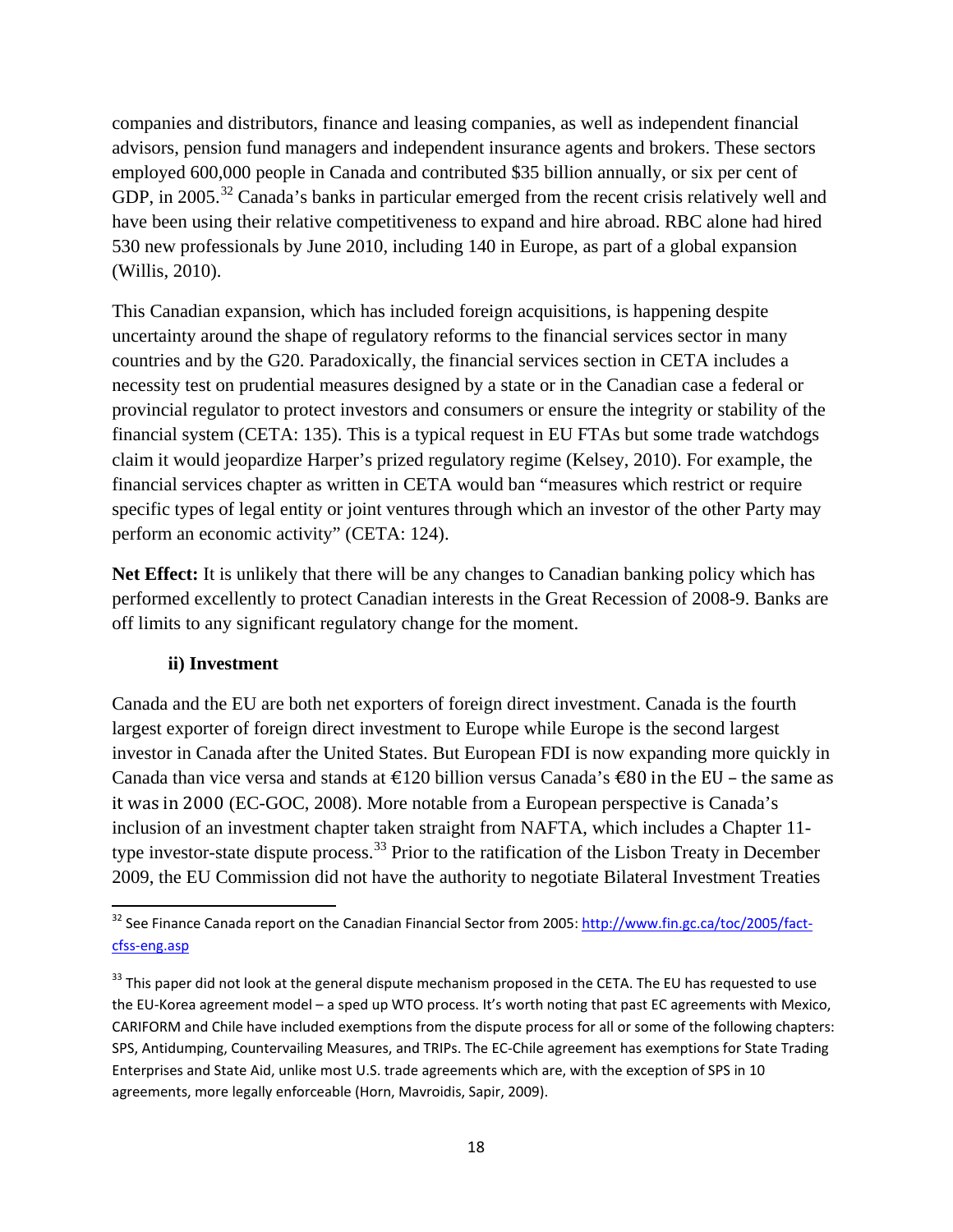companies and distributors, finance and leasing companies, as well as independent financial advisors, pension fund managers and independent insurance agents and brokers. These sectors employed 600,000 people in Canada and contributed $35 billion annually, or six per cent of GDP, in 2005.[32] Canada's banks in particular emerged from the recent crisis relatively well and have been using their relative competitiveness to expand and hire abroad. RBC alone had hired 530 new professionals by June 2010, including 140 in Europe, as part of a global expansion (Willis, 2010).

This Canadian expansion, which has included foreign acquisitions, is happening despite uncertainty around the shape of regulatory reforms to the financial services sector in many countries and by the G20. Paradoxically, the financial services section in CETA includes a necessity test on prudential measures designed by a state or in the Canadian case a federal or provincial regulator to protect investors and consumers or ensure the integrity or stability of the financial system (CETA: 135). This is a typical request in EU FTAs but some trade watchdogs claim it would jeopardize Harper's prized regulatory regime (Kelsey, 2010). For example, the financial services chapter as written in CETA would ban "measures which restrict or require specific types of legal entity or joint ventures through which an investor of the other Party may perform an economic activity" (CETA: 124).

**Net Effect:** It is unlikely that there will be any changes to Canadian banking policy which has performed excellently to protect Canadian interests in the Great Recession of 2008-9. Banks are off limits to any significant regulatory change for the moment.

### ii) Investment

Canada and the EU are both net exporters of foreign direct investment. Canada is the fourth largest exporter of foreign direct investment to Europe while Europe is the second largest investor in Canada after the United States. But European FDI is now expanding more quickly in Canada than vice versa and stands at €120 billion versus Canada's €80 in the EU – the same as it was in 2000 (EC-GOC, 2008). More notable from a European perspective is Canada's inclusion of an investment chapter taken straight from NAFTA, which includes a Chapter 11-type investor-state dispute process.[33] Prior to the ratification of the Lisbon Treaty in December 2009, the EU Commission did not have the authority to negotiate Bilateral Investment Treaties

[32] See Finance Canada report on the Canadian Financial Sector from 2005: http://www.fin.gc.ca/toc/2005/fact-cfss-eng.asp

[33] This paper did not look at the general dispute mechanism proposed in the CETA. The EU has requested to use the EU-Korea agreement model – a sped up WTO process. It's worth noting that past EC agreements with Mexico, CARIFORM and Chile have included exemptions from the dispute process for all or some of the following chapters: SPS, Antidumping, Countervailing Measures, and TRIPs. The EC-Chile agreement has exemptions for State Trading Enterprises and State Aid, unlike most U.S. trade agreements which are, with the exception of SPS in 10 agreements, more legally enforceable (Horn, Mavroidis, Sapir, 2009).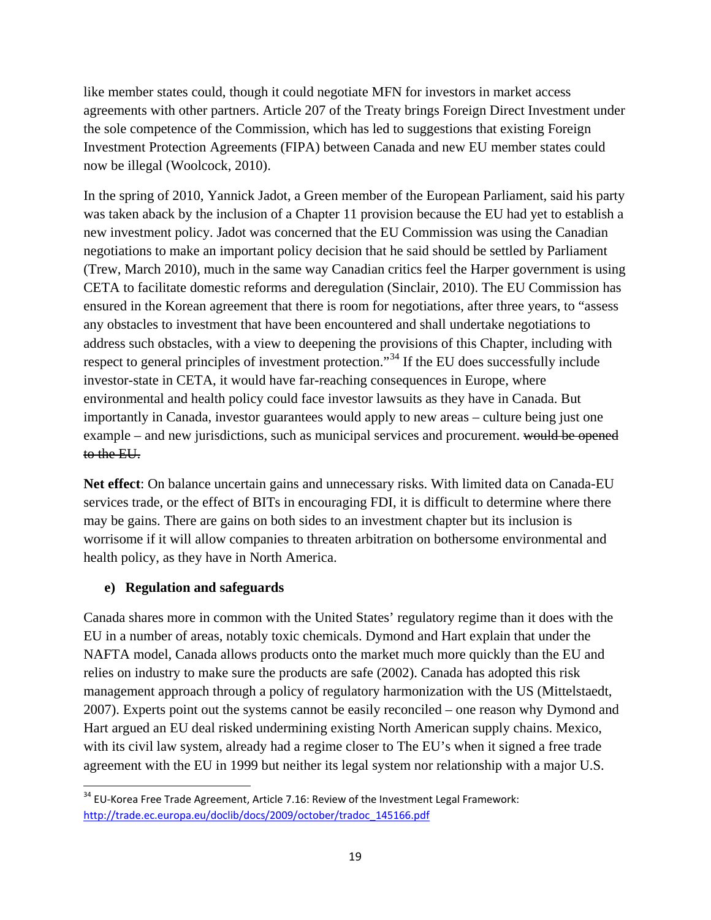like member states could, though it could negotiate MFN for investors in market access agreements with other partners. Article 207 of the Treaty brings Foreign Direct Investment under the sole competence of the Commission, which has led to suggestions that existing Foreign Investment Protection Agreements (FIPA) between Canada and new EU member states could now be illegal (Woolcock, 2010).

In the spring of 2010, Yannick Jadot, a Green member of the European Parliament, said his party was taken aback by the inclusion of a Chapter 11 provision because the EU had yet to establish a new investment policy. Jadot was concerned that the EU Commission was using the Canadian negotiations to make an important policy decision that he said should be settled by Parliament (Trew, March 2010), much in the same way Canadian critics feel the Harper government is using CETA to facilitate domestic reforms and deregulation (Sinclair, 2010). The EU Commission has ensured in the Korean agreement that there is room for negotiations, after three years, to "assess any obstacles to investment that have been encountered and shall undertake negotiations to address such obstacles, with a view to deepening the provisions of this Chapter, including with respect to general principles of investment protection."[34] If the EU does successfully include investor-state in CETA, it would have far-reaching consequences in Europe, where environmental and health policy could face investor lawsuits as they have in Canada. But importantly in Canada, investor guarantees would apply to new areas – culture being just one example – and new jurisdictions, such as municipal services and procurement. ~~would be opened to the EU.~~

**Net effect**: On balance uncertain gains and unnecessary risks. With limited data on Canada-EU services trade, or the effect of BITs in encouraging FDI, it is difficult to determine where there may be gains. There are gains on both sides to an investment chapter but its inclusion is worrisome if it will allow companies to threaten arbitration on bothersome environmental and health policy, as they have in North America.

### e) Regulation and safeguards

Canada shares more in common with the United States' regulatory regime than it does with the EU in a number of areas, notably toxic chemicals. Dymond and Hart explain that under the NAFTA model, Canada allows products onto the market much more quickly than the EU and relies on industry to make sure the products are safe (2002). Canada has adopted this risk management approach through a policy of regulatory harmonization with the US (Mittelstaedt, 2007). Experts point out the systems cannot be easily reconciled – one reason why Dymond and Hart argued an EU deal risked undermining existing North American supply chains. Mexico, with its civil law system, already had a regime closer to The EU's when it signed a free trade agreement with the EU in 1999 but neither its legal system nor relationship with a major U.S.

---

[34] EU-Korea Free Trade Agreement, Article 7.16: Review of the Investment Legal Framework: http://trade.ec.europa.eu/doclib/docs/2009/october/tradoc_145166.pdf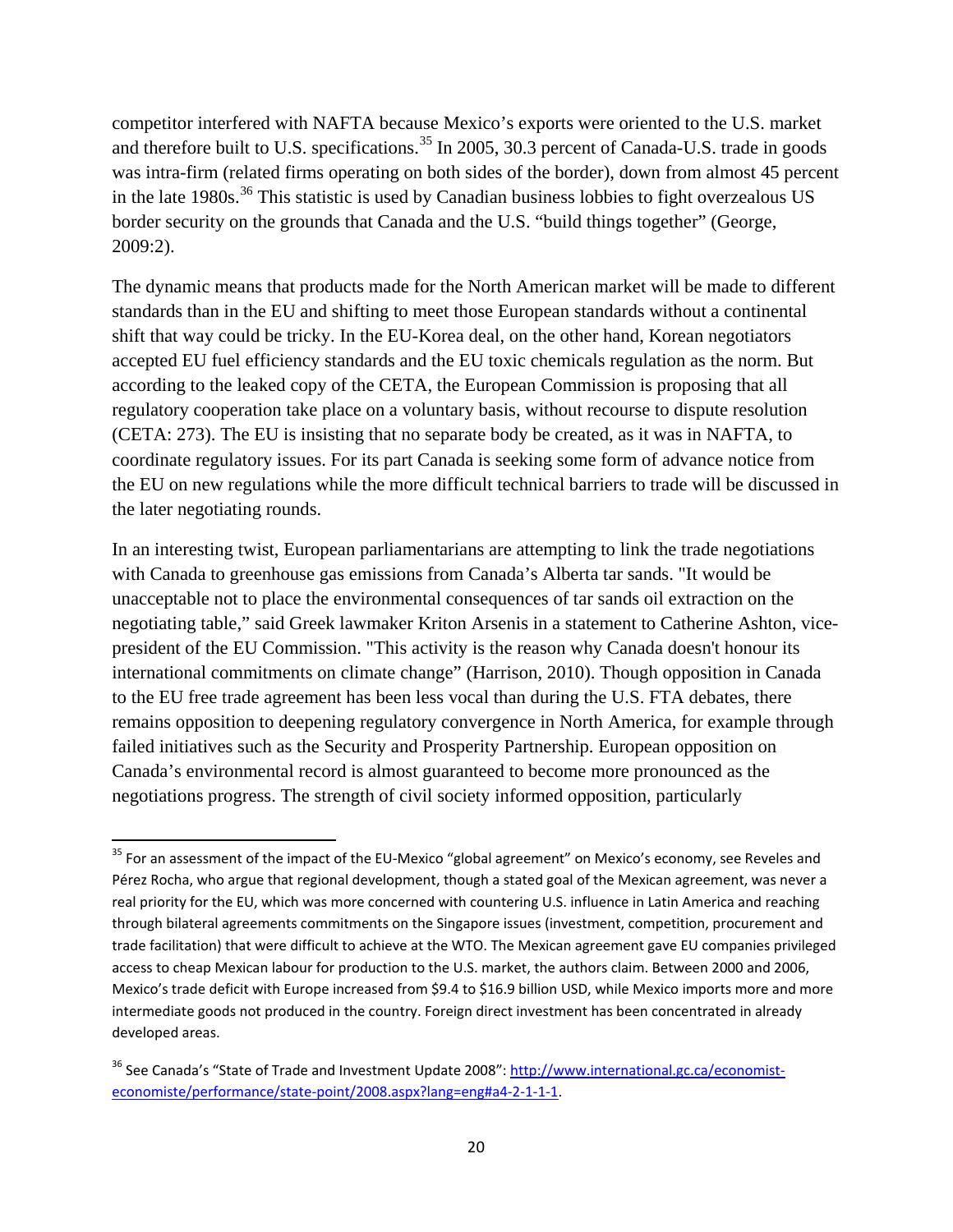competitor interfered with NAFTA because Mexico's exports were oriented to the U.S. market and therefore built to U.S. specifications.[35] In 2005, 30.3 percent of Canada-U.S. trade in goods was intra-firm (related firms operating on both sides of the border), down from almost 45 percent in the late 1980s.[36] This statistic is used by Canadian business lobbies to fight overzealous US border security on the grounds that Canada and the U.S. "build things together" (George, 2009:2).

The dynamic means that products made for the North American market will be made to different standards than in the EU and shifting to meet those European standards without a continental shift that way could be tricky. In the EU-Korea deal, on the other hand, Korean negotiators accepted EU fuel efficiency standards and the EU toxic chemicals regulation as the norm. But according to the leaked copy of the CETA, the European Commission is proposing that all regulatory cooperation take place on a voluntary basis, without recourse to dispute resolution (CETA: 273). The EU is insisting that no separate body be created, as it was in NAFTA, to coordinate regulatory issues. For its part Canada is seeking some form of advance notice from the EU on new regulations while the more difficult technical barriers to trade will be discussed in the later negotiating rounds.

In an interesting twist, European parliamentarians are attempting to link the trade negotiations with Canada to greenhouse gas emissions from Canada's Alberta tar sands. "It would be unacceptable not to place the environmental consequences of tar sands oil extraction on the negotiating table," said Greek lawmaker Kriton Arsenis in a statement to Catherine Ashton, vice-president of the EU Commission. "This activity is the reason why Canada doesn't honour its international commitments on climate change" (Harrison, 2010). Though opposition in Canada to the EU free trade agreement has been less vocal than during the U.S. FTA debates, there remains opposition to deepening regulatory convergence in North America, for example through failed initiatives such as the Security and Prosperity Partnership. European opposition on Canada's environmental record is almost guaranteed to become more pronounced as the negotiations progress. The strength of civil society informed opposition, particularly

---

[35] For an assessment of the impact of the EU-Mexico "global agreement" on Mexico's economy, see Reveles and Pérez Rocha, who argue that regional development, though a stated goal of the Mexican agreement, was never a real priority for the EU, which was more concerned with countering U.S. influence in Latin America and reaching through bilateral agreements commitments on the Singapore issues (investment, competition, procurement and trade facilitation) that were difficult to achieve at the WTO. The Mexican agreement gave EU companies privileged access to cheap Mexican labour for production to the U.S. market, the authors claim. Between 2000 and 2006, Mexico's trade deficit with Europe increased from $9.4 to $16.9 billion USD, while Mexico imports more and more intermediate goods not produced in the country. Foreign direct investment has been concentrated in already developed areas.

[36] See Canada's "State of Trade and Investment Update 2008": http://www.international.gc.ca/economist-economiste/performance/state-point/2008.aspx?lang=eng#a4-2-1-1-1.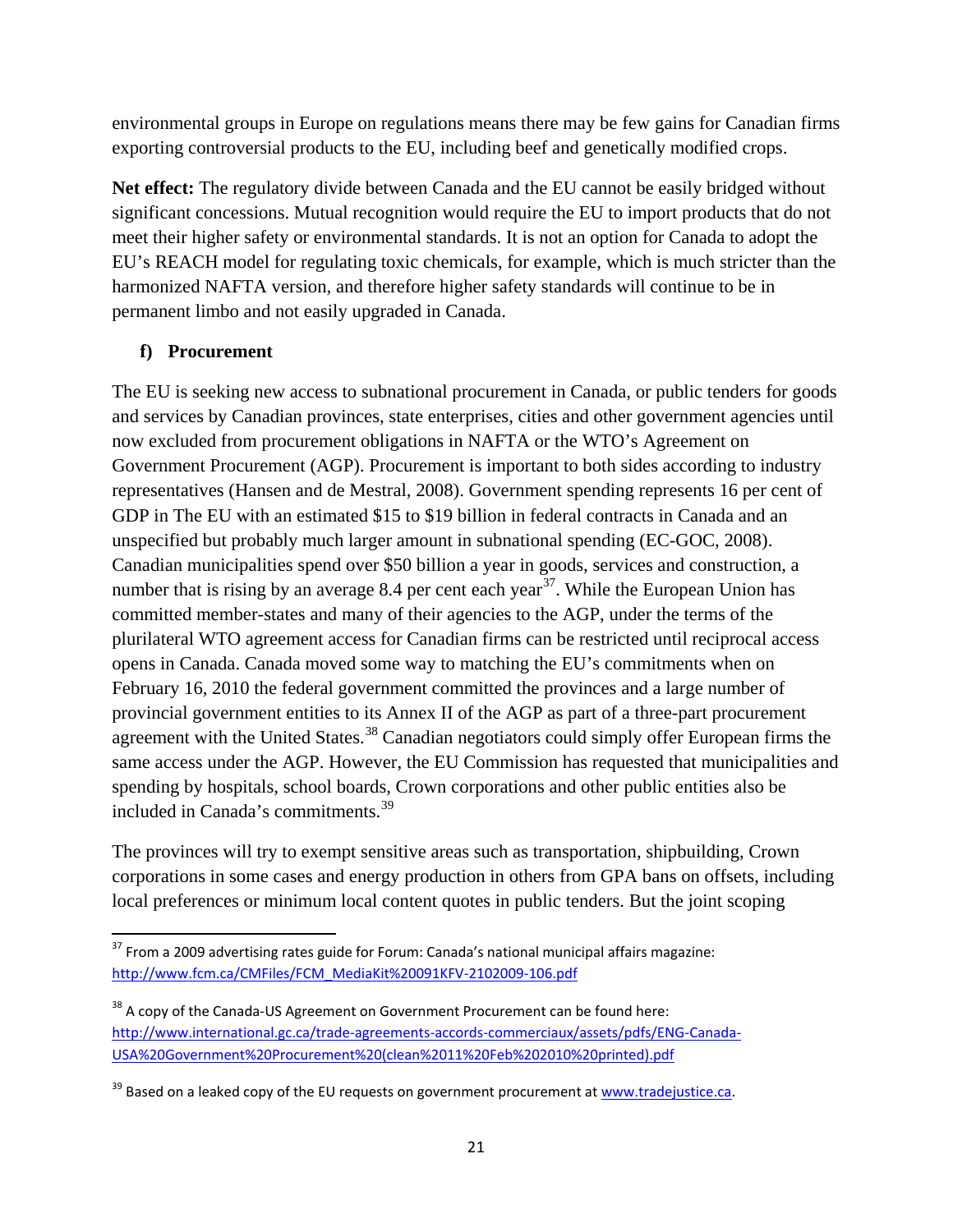environmental groups in Europe on regulations means there may be few gains for Canadian firms exporting controversial products to the EU, including beef and genetically modified crops.

**Net effect:** The regulatory divide between Canada and the EU cannot be easily bridged without significant concessions. Mutual recognition would require the EU to import products that do not meet their higher safety or environmental standards. It is not an option for Canada to adopt the EU's REACH model for regulating toxic chemicals, for example, which is much stricter than the harmonized NAFTA version, and therefore higher safety standards will continue to be in permanent limbo and not easily upgraded in Canada.

### f) Procurement

The EU is seeking new access to subnational procurement in Canada, or public tenders for goods and services by Canadian provinces, state enterprises, cities and other government agencies until now excluded from procurement obligations in NAFTA or the WTO's Agreement on Government Procurement (AGP). Procurement is important to both sides according to industry representatives (Hansen and de Mestral, 2008). Government spending represents 16 per cent of GDP in The EU with an estimated $15 to $19 billion in federal contracts in Canada and an unspecified but probably much larger amount in subnational spending (EC-GOC, 2008). Canadian municipalities spend over $50 billion a year in goods, services and construction, a number that is rising by an average 8.4 per cent each year[37]. While the European Union has committed member-states and many of their agencies to the AGP, under the terms of the plurilateral WTO agreement access for Canadian firms can be restricted until reciprocal access opens in Canada. Canada moved some way to matching the EU's commitments when on February 16, 2010 the federal government committed the provinces and a large number of provincial government entities to its Annex II of the AGP as part of a three-part procurement agreement with the United States.[38] Canadian negotiators could simply offer European firms the same access under the AGP. However, the EU Commission has requested that municipalities and spending by hospitals, school boards, Crown corporations and other public entities also be included in Canada's commitments.[39]

The provinces will try to exempt sensitive areas such as transportation, shipbuilding, Crown corporations in some cases and energy production in others from GPA bans on offsets, including local preferences or minimum local content quotes in public tenders. But the joint scoping

---

[37] From a 2009 advertising rates guide for Forum: Canada's national municipal affairs magazine: http://www.fcm.ca/CMFiles/FCM_MediaKit%20091KFV-2102009-106.pdf

[38] A copy of the Canada-US Agreement on Government Procurement can be found here: http://www.international.gc.ca/trade-agreements-accords-commerciaux/assets/pdfs/ENG-Canada-USA%20Government%20Procurement%20(clean%2011%20Feb%202010%20printed).pdf

[39] Based on a leaked copy of the EU requests on government procurement at www.tradejustice.ca.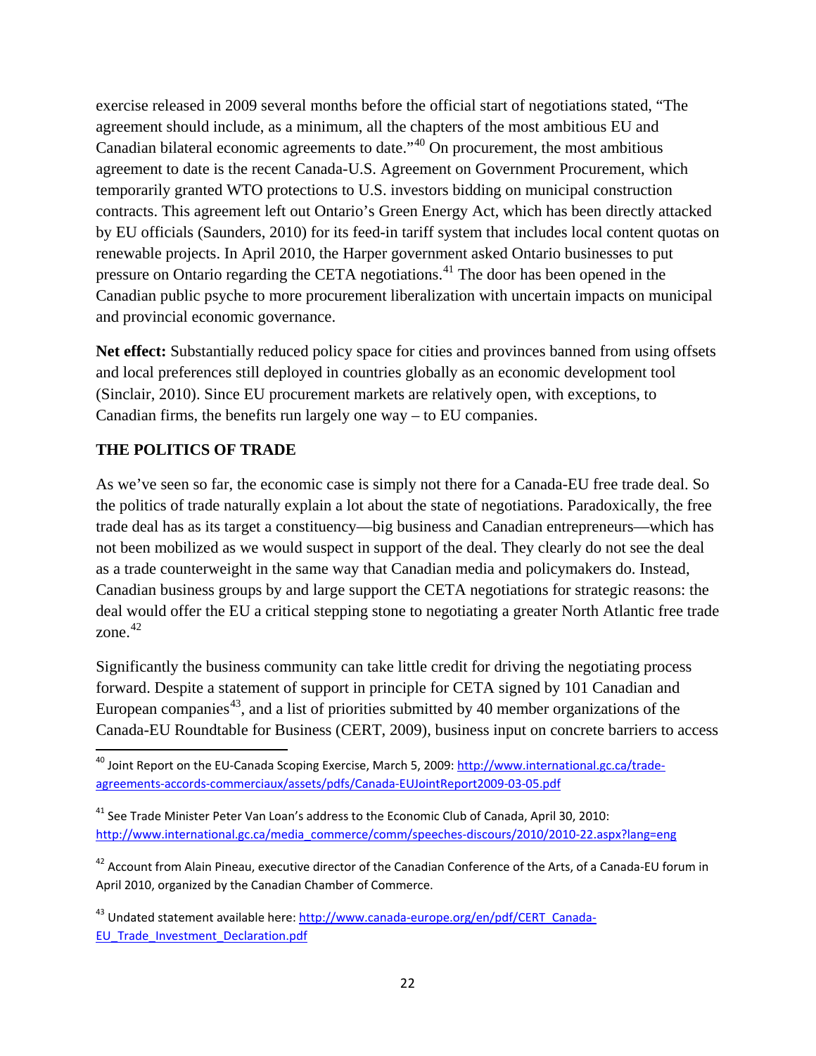exercise released in 2009 several months before the official start of negotiations stated, "The agreement should include, as a minimum, all the chapters of the most ambitious EU and Canadian bilateral economic agreements to date."[40] On procurement, the most ambitious agreement to date is the recent Canada-U.S. Agreement on Government Procurement, which temporarily granted WTO protections to U.S. investors bidding on municipal construction contracts. This agreement left out Ontario's Green Energy Act, which has been directly attacked by EU officials (Saunders, 2010) for its feed-in tariff system that includes local content quotas on renewable projects. In April 2010, the Harper government asked Ontario businesses to put pressure on Ontario regarding the CETA negotiations.[41] The door has been opened in the Canadian public psyche to more procurement liberalization with uncertain impacts on municipal and provincial economic governance.

**Net effect:** Substantially reduced policy space for cities and provinces banned from using offsets and local preferences still deployed in countries globally as an economic development tool (Sinclair, 2010). Since EU procurement markets are relatively open, with exceptions, to Canadian firms, the benefits run largely one way – to EU companies.

## THE POLITICS OF TRADE

As we've seen so far, the economic case is simply not there for a Canada-EU free trade deal. So the politics of trade naturally explain a lot about the state of negotiations. Paradoxically, the free trade deal has as its target a constituency—big business and Canadian entrepreneurs—which has not been mobilized as we would suspect in support of the deal. They clearly do not see the deal as a trade counterweight in the same way that Canadian media and policymakers do. Instead, Canadian business groups by and large support the CETA negotiations for strategic reasons: the deal would offer the EU a critical stepping stone to negotiating a greater North Atlantic free trade zone.[42]

Significantly the business community can take little credit for driving the negotiating process forward. Despite a statement of support in principle for CETA signed by 101 Canadian and European companies[43], and a list of priorities submitted by 40 member organizations of the Canada-EU Roundtable for Business (CERT, 2009), business input on concrete barriers to access

---

[40] Joint Report on the EU-Canada Scoping Exercise, March 5, 2009: http://www.international.gc.ca/trade-agreements-accords-commerciaux/assets/pdfs/Canada-EUJointReport2009-03-05.pdf

[41] See Trade Minister Peter Van Loan's address to the Economic Club of Canada, April 30, 2010: http://www.international.gc.ca/media_commerce/comm/speeches-discours/2010/2010-22.aspx?lang=eng

[42] Account from Alain Pineau, executive director of the Canadian Conference of the Arts, of a Canada-EU forum in April 2010, organized by the Canadian Chamber of Commerce.

[43] Undated statement available here: http://www.canada-europe.org/en/pdf/CERT_Canada-EU_Trade_Investment_Declaration.pdf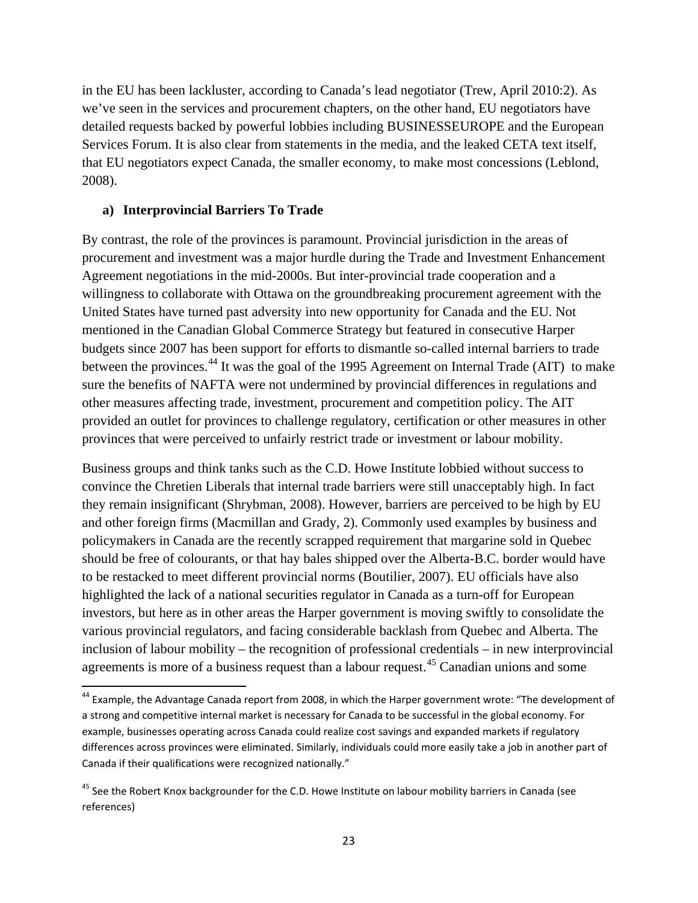in the EU has been lackluster, according to Canada's lead negotiator (Trew, April 2010:2). As we've seen in the services and procurement chapters, on the other hand, EU negotiators have detailed requests backed by powerful lobbies including BUSINESSEUROPE and the European Services Forum. It is also clear from statements in the media, and the leaked CETA text itself, that EU negotiators expect Canada, the smaller economy, to make most concessions (Leblond, 2008).

### a) Interprovincial Barriers To Trade

By contrast, the role of the provinces is paramount. Provincial jurisdiction in the areas of procurement and investment was a major hurdle during the Trade and Investment Enhancement Agreement negotiations in the mid-2000s. But inter-provincial trade cooperation and a willingness to collaborate with Ottawa on the groundbreaking procurement agreement with the United States have turned past adversity into new opportunity for Canada and the EU. Not mentioned in the Canadian Global Commerce Strategy but featured in consecutive Harper budgets since 2007 has been support for efforts to dismantle so-called internal barriers to trade between the provinces.[44] It was the goal of the 1995 Agreement on Internal Trade (AIT) to make sure the benefits of NAFTA were not undermined by provincial differences in regulations and other measures affecting trade, investment, procurement and competition policy. The AIT provided an outlet for provinces to challenge regulatory, certification or other measures in other provinces that were perceived to unfairly restrict trade or investment or labour mobility.

Business groups and think tanks such as the C.D. Howe Institute lobbied without success to convince the Chretien Liberals that internal trade barriers were still unacceptably high. In fact they remain insignificant (Shrybman, 2008). However, barriers are perceived to be high by EU and other foreign firms (Macmillan and Grady, 2). Commonly used examples by business and policymakers in Canada are the recently scrapped requirement that margarine sold in Quebec should be free of colourants, or that hay bales shipped over the Alberta-B.C. border would have to be restacked to meet different provincial norms (Boutilier, 2007). EU officials have also highlighted the lack of a national securities regulator in Canada as a turn-off for European investors, but here as in other areas the Harper government is moving swiftly to consolidate the various provincial regulators, and facing considerable backlash from Quebec and Alberta. The inclusion of labour mobility – the recognition of professional credentials – in new interprovincial agreements is more of a business request than a labour request.[45] Canadian unions and some

---

[44] Example, the Advantage Canada report from 2008, in which the Harper government wrote: "The development of a strong and competitive internal market is necessary for Canada to be successful in the global economy. For example, businesses operating across Canada could realize cost savings and expanded markets if regulatory differences across provinces were eliminated. Similarly, individuals could more easily take a job in another part of Canada if their qualifications were recognized nationally."

[45] See the Robert Knox backgrounder for the C.D. Howe Institute on labour mobility barriers in Canada (see references)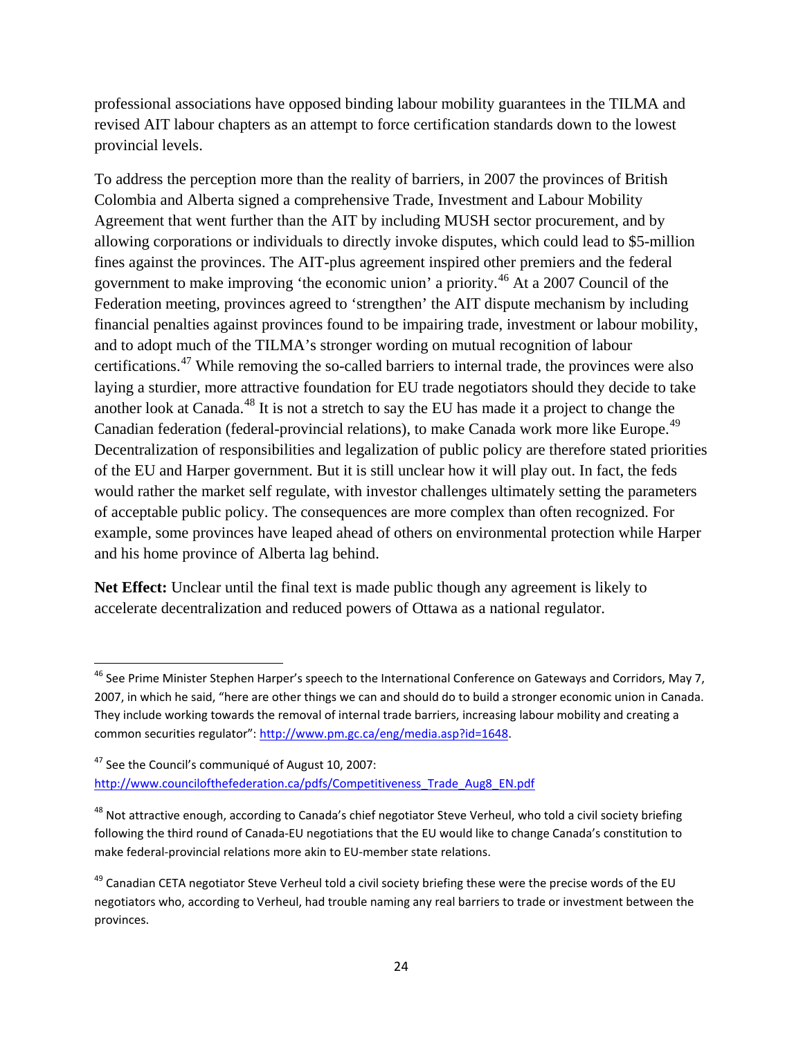professional associations have opposed binding labour mobility guarantees in the TILMA and revised AIT labour chapters as an attempt to force certification standards down to the lowest provincial levels.

To address the perception more than the reality of barriers, in 2007 the provinces of British Colombia and Alberta signed a comprehensive Trade, Investment and Labour Mobility Agreement that went further than the AIT by including MUSH sector procurement, and by allowing corporations or individuals to directly invoke disputes, which could lead to $5-million fines against the provinces. The AIT-plus agreement inspired other premiers and the federal government to make improving 'the economic union' a priority.[46] At a 2007 Council of the Federation meeting, provinces agreed to 'strengthen' the AIT dispute mechanism by including financial penalties against provinces found to be impairing trade, investment or labour mobility, and to adopt much of the TILMA's stronger wording on mutual recognition of labour certifications.[47] While removing the so-called barriers to internal trade, the provinces were also laying a sturdier, more attractive foundation for EU trade negotiators should they decide to take another look at Canada.[48] It is not a stretch to say the EU has made it a project to change the Canadian federation (federal-provincial relations), to make Canada work more like Europe.[49] Decentralization of responsibilities and legalization of public policy are therefore stated priorities of the EU and Harper government. But it is still unclear how it will play out. In fact, the feds would rather the market self regulate, with investor challenges ultimately setting the parameters of acceptable public policy. The consequences are more complex than often recognized. For example, some provinces have leaped ahead of others on environmental protection while Harper and his home province of Alberta lag behind.

**Net Effect:** Unclear until the final text is made public though any agreement is likely to accelerate decentralization and reduced powers of Ottawa as a national regulator.

---

[46] See Prime Minister Stephen Harper's speech to the International Conference on Gateways and Corridors, May 7, 2007, in which he said, "here are other things we can and should do to build a stronger economic union in Canada. They include working towards the removal of internal trade barriers, increasing labour mobility and creating a common securities regulator": http://www.pm.gc.ca/eng/media.asp?id=1648.

[47] See the Council's communiqué of August 10, 2007: http://www.councilofthefederation.ca/pdfs/Competitiveness_Trade_Aug8_EN.pdf

[48] Not attractive enough, according to Canada's chief negotiator Steve Verheul, who told a civil society briefing following the third round of Canada-EU negotiations that the EU would like to change Canada's constitution to make federal-provincial relations more akin to EU-member state relations.

[49] Canadian CETA negotiator Steve Verheul told a civil society briefing these were the precise words of the EU negotiators who, according to Verheul, had trouble naming any real barriers to trade or investment between the provinces.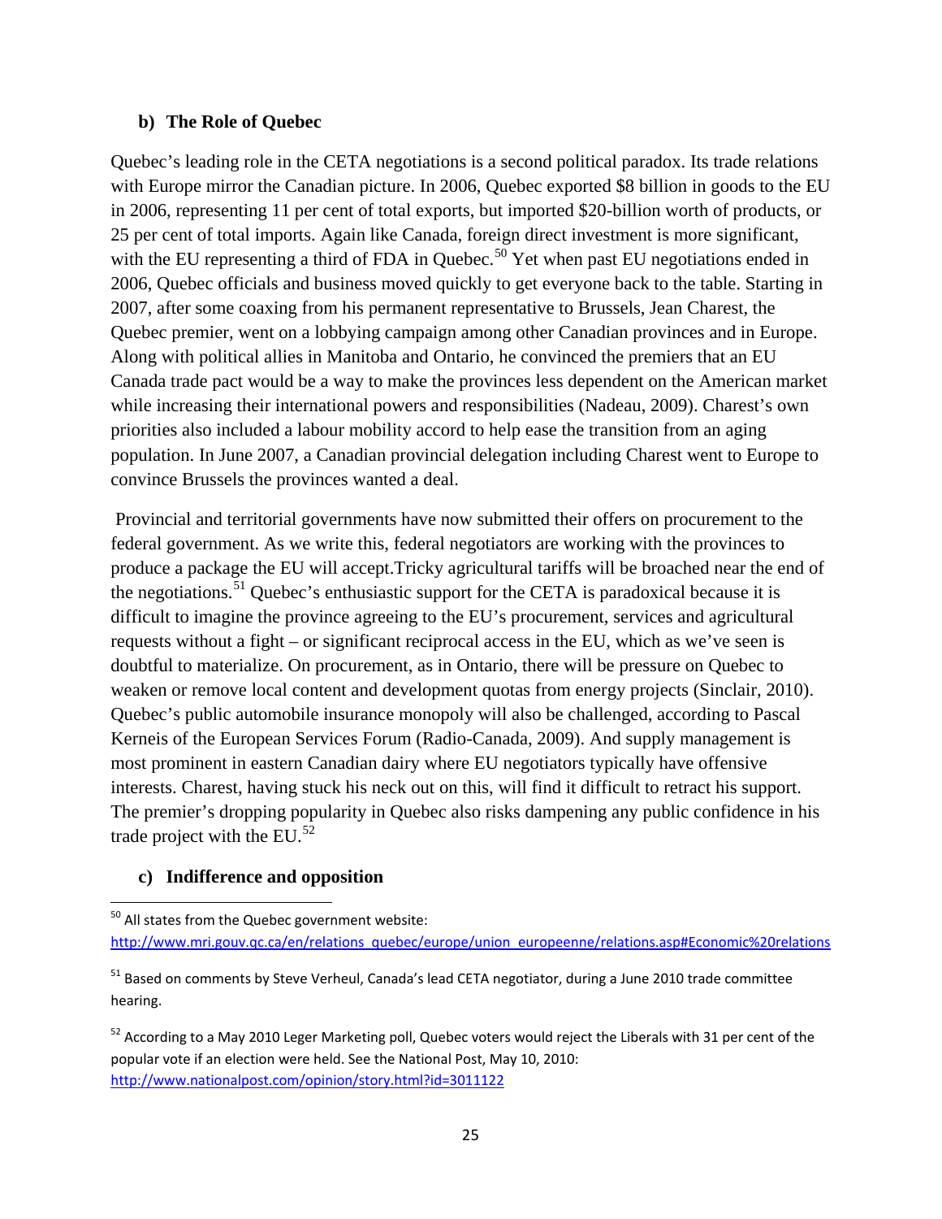### b) The Role of Quebec

Quebec's leading role in the CETA negotiations is a second political paradox. Its trade relations with Europe mirror the Canadian picture. In 2006, Quebec exported $8 billion in goods to the EU in 2006, representing 11 per cent of total exports, but imported $20-billion worth of products, or 25 per cent of total imports. Again like Canada, foreign direct investment is more significant, with the EU representing a third of FDA in Quebec.[50] Yet when past EU negotiations ended in 2006, Quebec officials and business moved quickly to get everyone back to the table. Starting in 2007, after some coaxing from his permanent representative to Brussels, Jean Charest, the Quebec premier, went on a lobbying campaign among other Canadian provinces and in Europe. Along with political allies in Manitoba and Ontario, he convinced the premiers that an EU Canada trade pact would be a way to make the provinces less dependent on the American market while increasing their international powers and responsibilities (Nadeau, 2009). Charest's own priorities also included a labour mobility accord to help ease the transition from an aging population. In June 2007, a Canadian provincial delegation including Charest went to Europe to convince Brussels the provinces wanted a deal.

Provincial and territorial governments have now submitted their offers on procurement to the federal government. As we write this, federal negotiators are working with the provinces to produce a package the EU will accept.Tricky agricultural tariffs will be broached near the end of the negotiations.[51] Quebec's enthusiastic support for the CETA is paradoxical because it is difficult to imagine the province agreeing to the EU's procurement, services and agricultural requests without a fight – or significant reciprocal access in the EU, which as we've seen is doubtful to materialize. On procurement, as in Ontario, there will be pressure on Quebec to weaken or remove local content and development quotas from energy projects (Sinclair, 2010). Quebec's public automobile insurance monopoly will also be challenged, according to Pascal Kerneis of the European Services Forum (Radio-Canada, 2009). And supply management is most prominent in eastern Canadian dairy where EU negotiators typically have offensive interests. Charest, having stuck his neck out on this, will find it difficult to retract his support. The premier's dropping popularity in Quebec also risks dampening any public confidence in his trade project with the EU.[52]

### c) Indifference and opposition

---

[50] All states from the Quebec government website: http://www.mri.gouv.qc.ca/en/relations_quebec/europe/union_europeenne/relations.asp#Economic%20relations

[51] Based on comments by Steve Verheul, Canada's lead CETA negotiator, during a June 2010 trade committee hearing.

[52] According to a May 2010 Leger Marketing poll, Quebec voters would reject the Liberals with 31 per cent of the popular vote if an election were held. See the National Post, May 10, 2010: http://www.nationalpost.com/opinion/story.html?id=3011122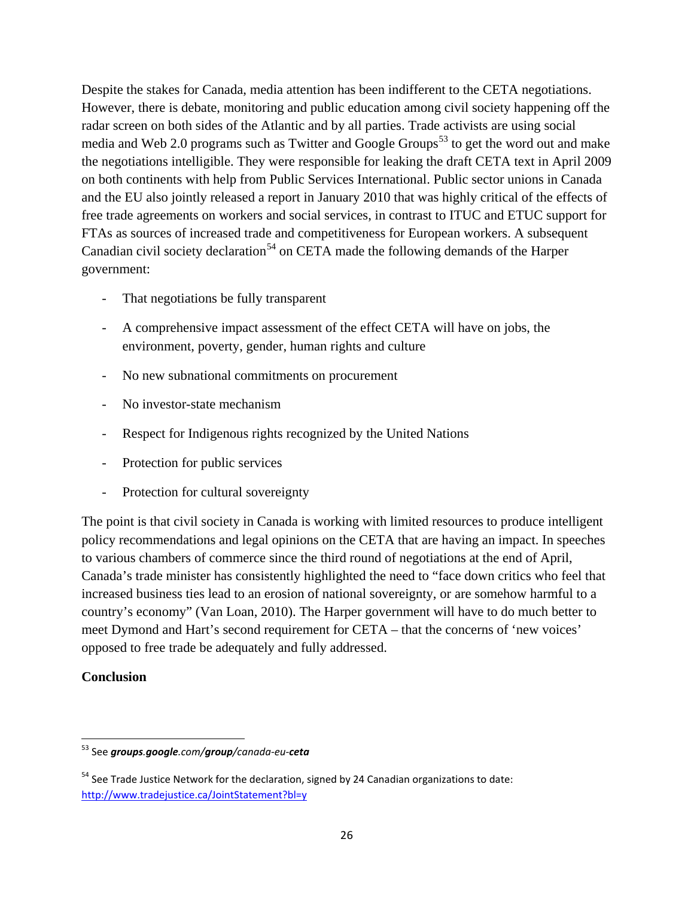Despite the stakes for Canada, media attention has been indifferent to the CETA negotiations. However, there is debate, monitoring and public education among civil society happening off the radar screen on both sides of the Atlantic and by all parties. Trade activists are using social media and Web 2.0 programs such as Twitter and Google Groups[53] to get the word out and make the negotiations intelligible. They were responsible for leaking the draft CETA text in April 2009 on both continents with help from Public Services International. Public sector unions in Canada and the EU also jointly released a report in January 2010 that was highly critical of the effects of free trade agreements on workers and social services, in contrast to ITUC and ETUC support for FTAs as sources of increased trade and competitiveness for European workers. A subsequent Canadian civil society declaration[54] on CETA made the following demands of the Harper government:

- That negotiations be fully transparent
- A comprehensive impact assessment of the effect CETA will have on jobs, the environment, poverty, gender, human rights and culture
- No new subnational commitments on procurement
- No investor-state mechanism
- Respect for Indigenous rights recognized by the United Nations
- Protection for public services
- Protection for cultural sovereignty

The point is that civil society in Canada is working with limited resources to produce intelligent policy recommendations and legal opinions on the CETA that are having an impact. In speeches to various chambers of commerce since the third round of negotiations at the end of April, Canada's trade minister has consistently highlighted the need to "face down critics who feel that increased business ties lead to an erosion of national sovereignty, or are somehow harmful to a country's economy" (Van Loan, 2010). The Harper government will have to do much better to meet Dymond and Hart's second requirement for CETA – that the concerns of 'new voices' opposed to free trade be adequately and fully addressed.

**Conclusion**

---

[53] See ***groups.google****.com/****group****/canada-eu-****ceta***

[54] See Trade Justice Network for the declaration, signed by 24 Canadian organizations to date: http://www.tradejustice.ca/JointStatement?bl=y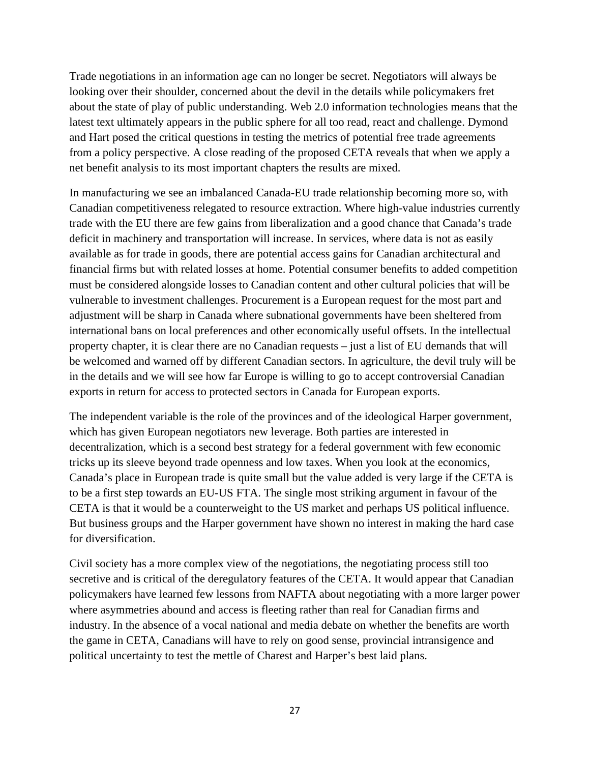Trade negotiations in an information age can no longer be secret. Negotiators will always be looking over their shoulder, concerned about the devil in the details while policymakers fret about the state of play of public understanding. Web 2.0 information technologies means that the latest text ultimately appears in the public sphere for all too read, react and challenge. Dymond and Hart posed the critical questions in testing the metrics of potential free trade agreements from a policy perspective. A close reading of the proposed CETA reveals that when we apply a net benefit analysis to its most important chapters the results are mixed.

In manufacturing we see an imbalanced Canada-EU trade relationship becoming more so, with Canadian competitiveness relegated to resource extraction. Where high-value industries currently trade with the EU there are few gains from liberalization and a good chance that Canada's trade deficit in machinery and transportation will increase. In services, where data is not as easily available as for trade in goods, there are potential access gains for Canadian architectural and financial firms but with related losses at home. Potential consumer benefits to added competition must be considered alongside losses to Canadian content and other cultural policies that will be vulnerable to investment challenges. Procurement is a European request for the most part and adjustment will be sharp in Canada where subnational governments have been sheltered from international bans on local preferences and other economically useful offsets. In the intellectual property chapter, it is clear there are no Canadian requests – just a list of EU demands that will be welcomed and warned off by different Canadian sectors. In agriculture, the devil truly will be in the details and we will see how far Europe is willing to go to accept controversial Canadian exports in return for access to protected sectors in Canada for European exports.

The independent variable is the role of the provinces and of the ideological Harper government, which has given European negotiators new leverage. Both parties are interested in decentralization, which is a second best strategy for a federal government with few economic tricks up its sleeve beyond trade openness and low taxes. When you look at the economics, Canada's place in European trade is quite small but the value added is very large if the CETA is to be a first step towards an EU-US FTA. The single most striking argument in favour of the CETA is that it would be a counterweight to the US market and perhaps US political influence. But business groups and the Harper government have shown no interest in making the hard case for diversification.

Civil society has a more complex view of the negotiations, the negotiating process still too secretive and is critical of the deregulatory features of the CETA. It would appear that Canadian policymakers have learned few lessons from NAFTA about negotiating with a more larger power where asymmetries abound and access is fleeting rather than real for Canadian firms and industry. In the absence of a vocal national and media debate on whether the benefits are worth the game in CETA, Canadians will have to rely on good sense, provincial intransigence and political uncertainty to test the mettle of Charest and Harper's best laid plans.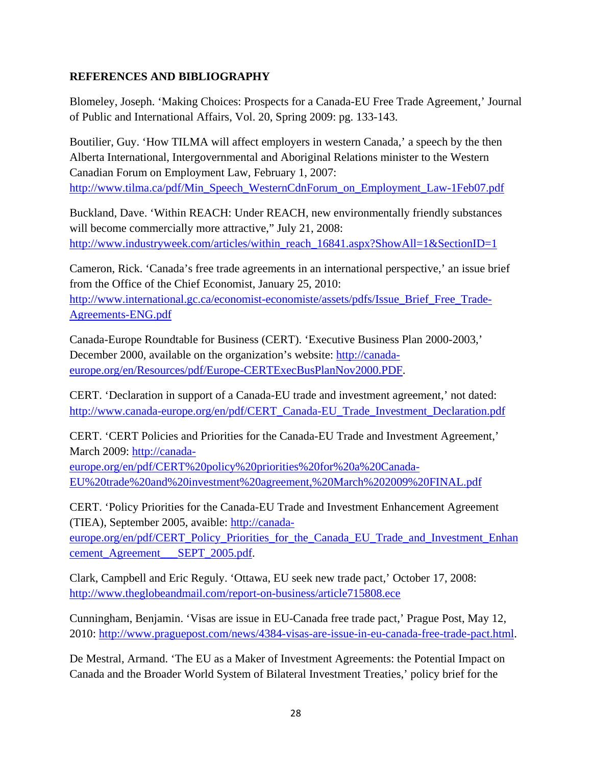**REFERENCES AND BIBLIOGRAPHY**

Blomeley, Joseph. 'Making Choices: Prospects for a Canada-EU Free Trade Agreement,' Journal of Public and International Affairs, Vol. 20, Spring 2009: pg. 133-143.

Boutilier, Guy. 'How TILMA will affect employers in western Canada,' a speech by the then Alberta International, Intergovernmental and Aboriginal Relations minister to the Western Canadian Forum on Employment Law, February 1, 2007: http://www.tilma.ca/pdf/Min_Speech_WesternCdnForum_on_Employment_Law-1Feb07.pdf

Buckland, Dave. 'Within REACH: Under REACH, new environmentally friendly substances will become commercially more attractive," July 21, 2008: http://www.industryweek.com/articles/within_reach_16841.aspx?ShowAll=1&SectionID=1

Cameron, Rick. 'Canada's free trade agreements in an international perspective,' an issue brief from the Office of the Chief Economist, January 25, 2010: http://www.international.gc.ca/economist-economiste/assets/pdfs/Issue_Brief_Free_Trade-Agreements-ENG.pdf

Canada-Europe Roundtable for Business (CERT). 'Executive Business Plan 2000-2003,' December 2000, available on the organization's website: http://canada-europe.org/en/Resources/pdf/Europe-CERTExecBusPlanNov2000.PDF.

CERT. 'Declaration in support of a Canada-EU trade and investment agreement,' not dated: http://www.canada-europe.org/en/pdf/CERT_Canada-EU_Trade_Investment_Declaration.pdf

CERT. 'CERT Policies and Priorities for the Canada-EU Trade and Investment Agreement,' March 2009: http://canada-europe.org/en/pdf/CERT%20policy%20priorities%20for%20a%20Canada-EU%20trade%20and%20investment%20agreement,%20March%202009%20FINAL.pdf

CERT. 'Policy Priorities for the Canada-EU Trade and Investment Enhancement Agreement (TIEA), September 2005, avaible: http://canada-europe.org/en/pdf/CERT_Policy_Priorities_for_the_Canada_EU_Trade_and_Investment_Enhancement_Agreement___SEPT_2005.pdf.

Clark, Campbell and Eric Reguly. 'Ottawa, EU seek new trade pact,' October 17, 2008: http://www.theglobeandmail.com/report-on-business/article715808.ece

Cunningham, Benjamin. 'Visas are issue in EU-Canada free trade pact,' Prague Post, May 12, 2010: http://www.praguepost.com/news/4384-visas-are-issue-in-eu-canada-free-trade-pact.html.

De Mestral, Armand. 'The EU as a Maker of Investment Agreements: the Potential Impact on Canada and the Broader World System of Bilateral Investment Treaties,' policy brief for the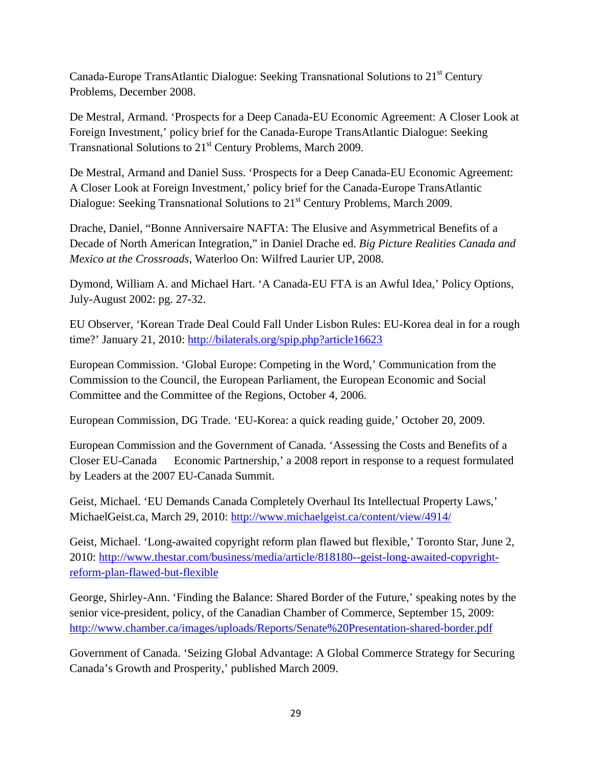Canada-Europe TransAtlantic Dialogue: Seeking Transnational Solutions to 21st Century Problems, December 2008.

De Mestral, Armand. 'Prospects for a Deep Canada-EU Economic Agreement: A Closer Look at Foreign Investment,' policy brief for the Canada-Europe TransAtlantic Dialogue: Seeking Transnational Solutions to 21st Century Problems, March 2009.

De Mestral, Armand and Daniel Suss. 'Prospects for a Deep Canada-EU Economic Agreement: A Closer Look at Foreign Investment,' policy brief for the Canada-Europe TransAtlantic Dialogue: Seeking Transnational Solutions to 21st Century Problems, March 2009.

Drache, Daniel, "Bonne Anniversaire NAFTA: The Elusive and Asymmetrical Benefits of a Decade of North American Integration," in Daniel Drache ed. *Big Picture Realities Canada and Mexico at the Crossroads*, Waterloo On: Wilfred Laurier UP, 2008.

Dymond, William A. and Michael Hart. 'A Canada-EU FTA is an Awful Idea,' Policy Options, July-August 2002: pg. 27-32.

EU Observer, 'Korean Trade Deal Could Fall Under Lisbon Rules: EU-Korea deal in for a rough time?' January 21, 2010: http://bilaterals.org/spip.php?article16623

European Commission. 'Global Europe: Competing in the Word,' Communication from the Commission to the Council, the European Parliament, the European Economic and Social Committee and the Committee of the Regions, October 4, 2006.

European Commission, DG Trade. 'EU-Korea: a quick reading guide,' October 20, 2009.

European Commission and the Government of Canada. 'Assessing the Costs and Benefits of a Closer EU-Canada Economic Partnership,' a 2008 report in response to a request formulated by Leaders at the 2007 EU-Canada Summit.

Geist, Michael. 'EU Demands Canada Completely Overhaul Its Intellectual Property Laws,' MichaelGeist.ca, March 29, 2010: http://www.michaelgeist.ca/content/view/4914/

Geist, Michael. 'Long-awaited copyright reform plan flawed but flexible,' Toronto Star, June 2, 2010: http://www.thestar.com/business/media/article/818180--geist-long-awaited-copyright-reform-plan-flawed-but-flexible

George, Shirley-Ann. 'Finding the Balance: Shared Border of the Future,' speaking notes by the senior vice-president, policy, of the Canadian Chamber of Commerce, September 15, 2009: http://www.chamber.ca/images/uploads/Reports/Senate%20Presentation-shared-border.pdf

Government of Canada. 'Seizing Global Advantage: A Global Commerce Strategy for Securing Canada's Growth and Prosperity,' published March 2009.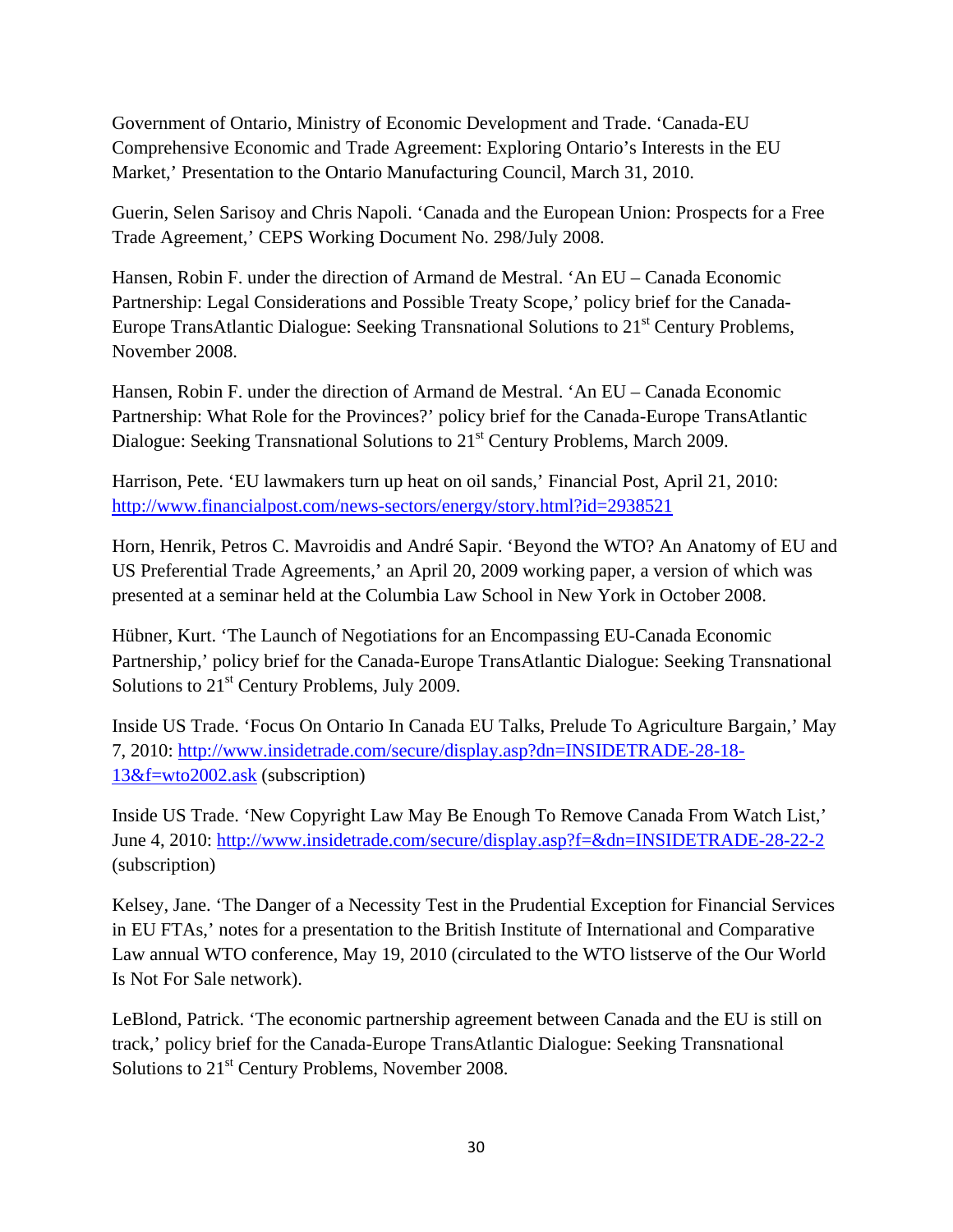Government of Ontario, Ministry of Economic Development and Trade. 'Canada-EU Comprehensive Economic and Trade Agreement: Exploring Ontario's Interests in the EU Market,' Presentation to the Ontario Manufacturing Council, March 31, 2010.

Guerin, Selen Sarisoy and Chris Napoli. 'Canada and the European Union: Prospects for a Free Trade Agreement,' CEPS Working Document No. 298/July 2008.

Hansen, Robin F. under the direction of Armand de Mestral. 'An EU – Canada Economic Partnership: Legal Considerations and Possible Treaty Scope,' policy brief for the Canada-Europe TransAtlantic Dialogue: Seeking Transnational Solutions to 21st Century Problems, November 2008.

Hansen, Robin F. under the direction of Armand de Mestral. 'An EU – Canada Economic Partnership: What Role for the Provinces?' policy brief for the Canada-Europe TransAtlantic Dialogue: Seeking Transnational Solutions to 21st Century Problems, March 2009.

Harrison, Pete. 'EU lawmakers turn up heat on oil sands,' Financial Post, April 21, 2010: http://www.financialpost.com/news-sectors/energy/story.html?id=2938521

Horn, Henrik, Petros C. Mavroidis and André Sapir. 'Beyond the WTO? An Anatomy of EU and US Preferential Trade Agreements,' an April 20, 2009 working paper, a version of which was presented at a seminar held at the Columbia Law School in New York in October 2008.

Hübner, Kurt. 'The Launch of Negotiations for an Encompassing EU-Canada Economic Partnership,' policy brief for the Canada-Europe TransAtlantic Dialogue: Seeking Transnational Solutions to 21st Century Problems, July 2009.

Inside US Trade. 'Focus On Ontario In Canada EU Talks, Prelude To Agriculture Bargain,' May 7, 2010: http://www.insidetrade.com/secure/display.asp?dn=INSIDETRADE-28-18-13&f=wto2002.ask (subscription)

Inside US Trade. 'New Copyright Law May Be Enough To Remove Canada From Watch List,' June 4, 2010: http://www.insidetrade.com/secure/display.asp?f=&dn=INSIDETRADE-28-22-2 (subscription)

Kelsey, Jane. 'The Danger of a Necessity Test in the Prudential Exception for Financial Services in EU FTAs,' notes for a presentation to the British Institute of International and Comparative Law annual WTO conference, May 19, 2010 (circulated to the WTO listserve of the Our World Is Not For Sale network).

LeBlond, Patrick. 'The economic partnership agreement between Canada and the EU is still on track,' policy brief for the Canada-Europe TransAtlantic Dialogue: Seeking Transnational Solutions to 21st Century Problems, November 2008.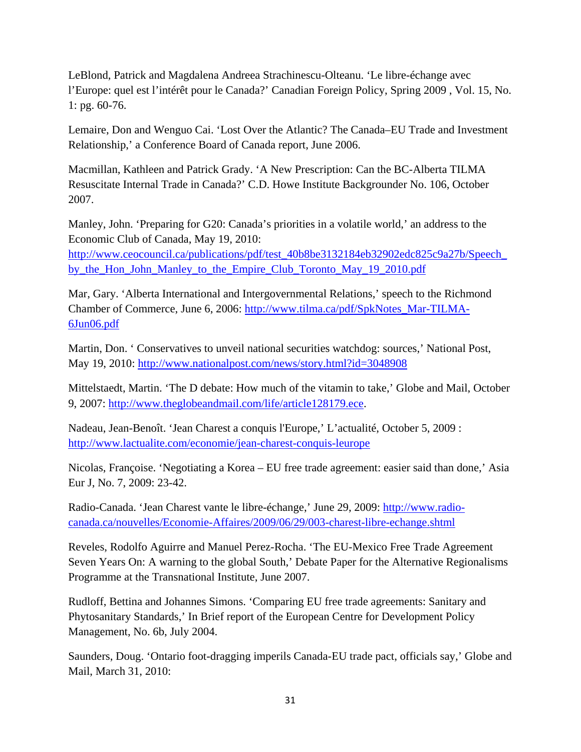LeBlond, Patrick and Magdalena Andreea Strachinescu-Olteanu. 'Le libre-échange avec l'Europe: quel est l'intérêt pour le Canada?' Canadian Foreign Policy, Spring 2009 , Vol. 15, No. 1: pg. 60-76.

Lemaire, Don and Wenguo Cai. 'Lost Over the Atlantic? The Canada–EU Trade and Investment Relationship,' a Conference Board of Canada report, June 2006.

Macmillan, Kathleen and Patrick Grady. 'A New Prescription: Can the BC-Alberta TILMA Resuscitate Internal Trade in Canada?' C.D. Howe Institute Backgrounder No. 106, October 2007.

Manley, John. 'Preparing for G20: Canada's priorities in a volatile world,' an address to the Economic Club of Canada, May 19, 2010: http://www.ceocouncil.ca/publications/pdf/test_40b8be3132184eb32902edc825c9a27b/Speech_by_the_Hon_John_Manley_to_the_Empire_Club_Toronto_May_19_2010.pdf

Mar, Gary. 'Alberta International and Intergovernmental Relations,' speech to the Richmond Chamber of Commerce, June 6, 2006: http://www.tilma.ca/pdf/SpkNotes_Mar-TILMA-6Jun06.pdf

Martin, Don. ' Conservatives to unveil national securities watchdog: sources,' National Post, May 19, 2010: http://www.nationalpost.com/news/story.html?id=3048908

Mittelstaedt, Martin. 'The D debate: How much of the vitamin to take,' Globe and Mail, October 9, 2007: http://www.theglobeandmail.com/life/article128179.ece.

Nadeau, Jean-Benoît. 'Jean Charest a conquis l'Europe,' L'actualité, October 5, 2009 : http://www.lactualite.com/economie/jean-charest-conquis-leurope

Nicolas, Françoise. 'Negotiating a Korea – EU free trade agreement: easier said than done,' Asia Eur J, No. 7, 2009: 23-42.

Radio-Canada. 'Jean Charest vante le libre-échange,' June 29, 2009: http://www.radio-canada.ca/nouvelles/Economie-Affaires/2009/06/29/003-charest-libre-echange.shtml

Reveles, Rodolfo Aguirre and Manuel Perez-Rocha. 'The EU-Mexico Free Trade Agreement Seven Years On: A warning to the global South,' Debate Paper for the Alternative Regionalisms Programme at the Transnational Institute, June 2007.

Rudloff, Bettina and Johannes Simons. 'Comparing EU free trade agreements: Sanitary and Phytosanitary Standards,' In Brief report of the European Centre for Development Policy Management, No. 6b, July 2004.

Saunders, Doug. 'Ontario foot-dragging imperils Canada-EU trade pact, officials say,' Globe and Mail, March 31, 2010: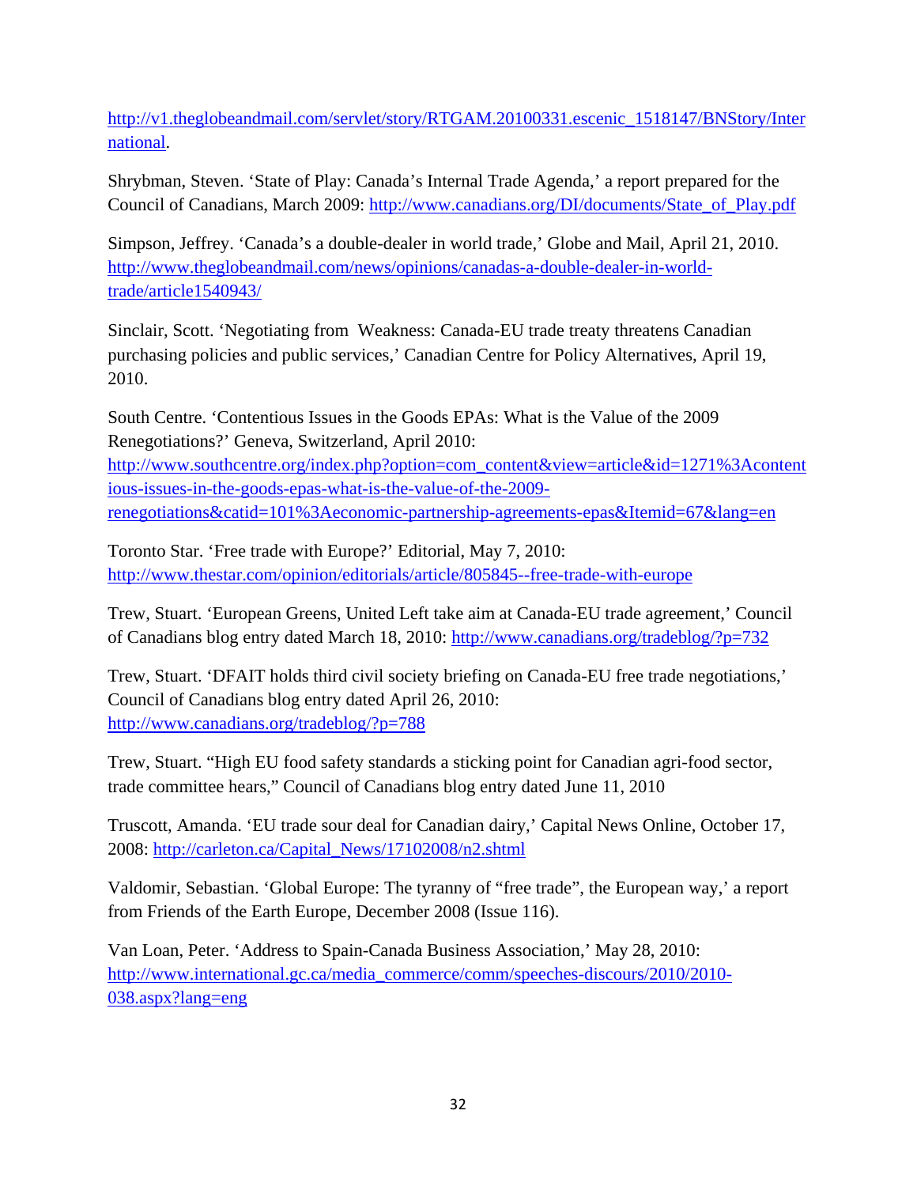http://v1.theglobeandmail.com/servlet/story/RTGAM.20100331.escenic_1518147/BNStory/International.

Shrybman, Steven. 'State of Play: Canada's Internal Trade Agenda,' a report prepared for the Council of Canadians, March 2009: http://www.canadians.org/DI/documents/State_of_Play.pdf

Simpson, Jeffrey. 'Canada's a double-dealer in world trade,' Globe and Mail, April 21, 2010. http://www.theglobeandmail.com/news/opinions/canadas-a-double-dealer-in-world-trade/article1540943/

Sinclair, Scott. 'Negotiating from Weakness: Canada-EU trade treaty threatens Canadian purchasing policies and public services,' Canadian Centre for Policy Alternatives, April 19, 2010.

South Centre. 'Contentious Issues in the Goods EPAs: What is the Value of the 2009 Renegotiations?' Geneva, Switzerland, April 2010: http://www.southcentre.org/index.php?option=com_content&view=article&id=1271%3Acontentious-issues-in-the-goods-epas-what-is-the-value-of-the-2009-renegotiations&catid=101%3Aeconomic-partnership-agreements-epas&Itemid=67&lang=en

Toronto Star. 'Free trade with Europe?' Editorial, May 7, 2010: http://www.thestar.com/opinion/editorials/article/805845--free-trade-with-europe

Trew, Stuart. 'European Greens, United Left take aim at Canada-EU trade agreement,' Council of Canadians blog entry dated March 18, 2010: http://www.canadians.org/tradeblog/?p=732

Trew, Stuart. 'DFAIT holds third civil society briefing on Canada-EU free trade negotiations,' Council of Canadians blog entry dated April 26, 2010: http://www.canadians.org/tradeblog/?p=788

Trew, Stuart. "High EU food safety standards a sticking point for Canadian agri-food sector, trade committee hears," Council of Canadians blog entry dated June 11, 2010

Truscott, Amanda. 'EU trade sour deal for Canadian dairy,' Capital News Online, October 17, 2008: http://carleton.ca/Capital_News/17102008/n2.shtml

Valdomir, Sebastian. 'Global Europe: The tyranny of "free trade", the European way,' a report from Friends of the Earth Europe, December 2008 (Issue 116).

Van Loan, Peter. 'Address to Spain-Canada Business Association,' May 28, 2010: http://www.international.gc.ca/media_commerce/comm/speeches-discours/2010/2010-038.aspx?lang=eng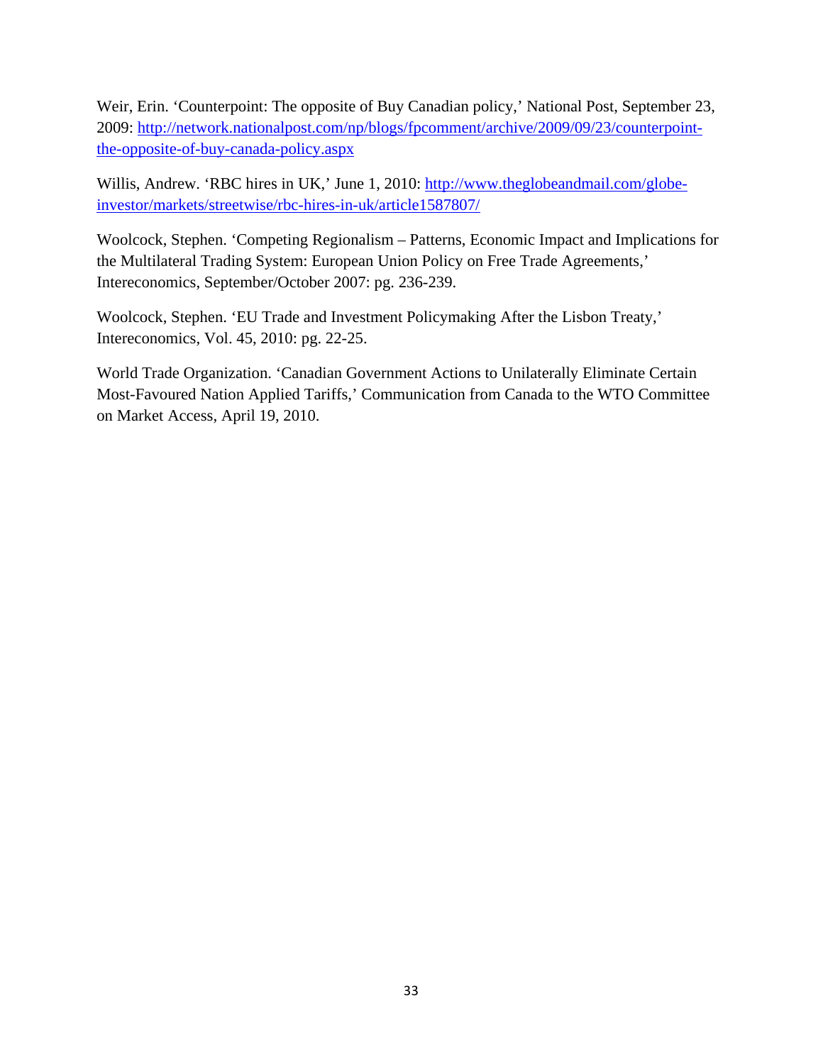Weir, Erin. 'Counterpoint: The opposite of Buy Canadian policy,' National Post, September 23, 2009: http://network.nationalpost.com/np/blogs/fpcomment/archive/2009/09/23/counterpoint-the-opposite-of-buy-canada-policy.aspx

Willis, Andrew. 'RBC hires in UK,' June 1, 2010: http://www.theglobeandmail.com/globe-investor/markets/streetwise/rbc-hires-in-uk/article1587807/

Woolcock, Stephen. 'Competing Regionalism – Patterns, Economic Impact and Implications for the Multilateral Trading System: European Union Policy on Free Trade Agreements,' Intereconomics, September/October 2007: pg. 236-239.

Woolcock, Stephen. 'EU Trade and Investment Policymaking After the Lisbon Treaty,' Intereconomics, Vol. 45, 2010: pg. 22-25.

World Trade Organization. 'Canadian Government Actions to Unilaterally Eliminate Certain Most-Favoured Nation Applied Tariffs,' Communication from Canada to the WTO Committee on Market Access, April 19, 2010.